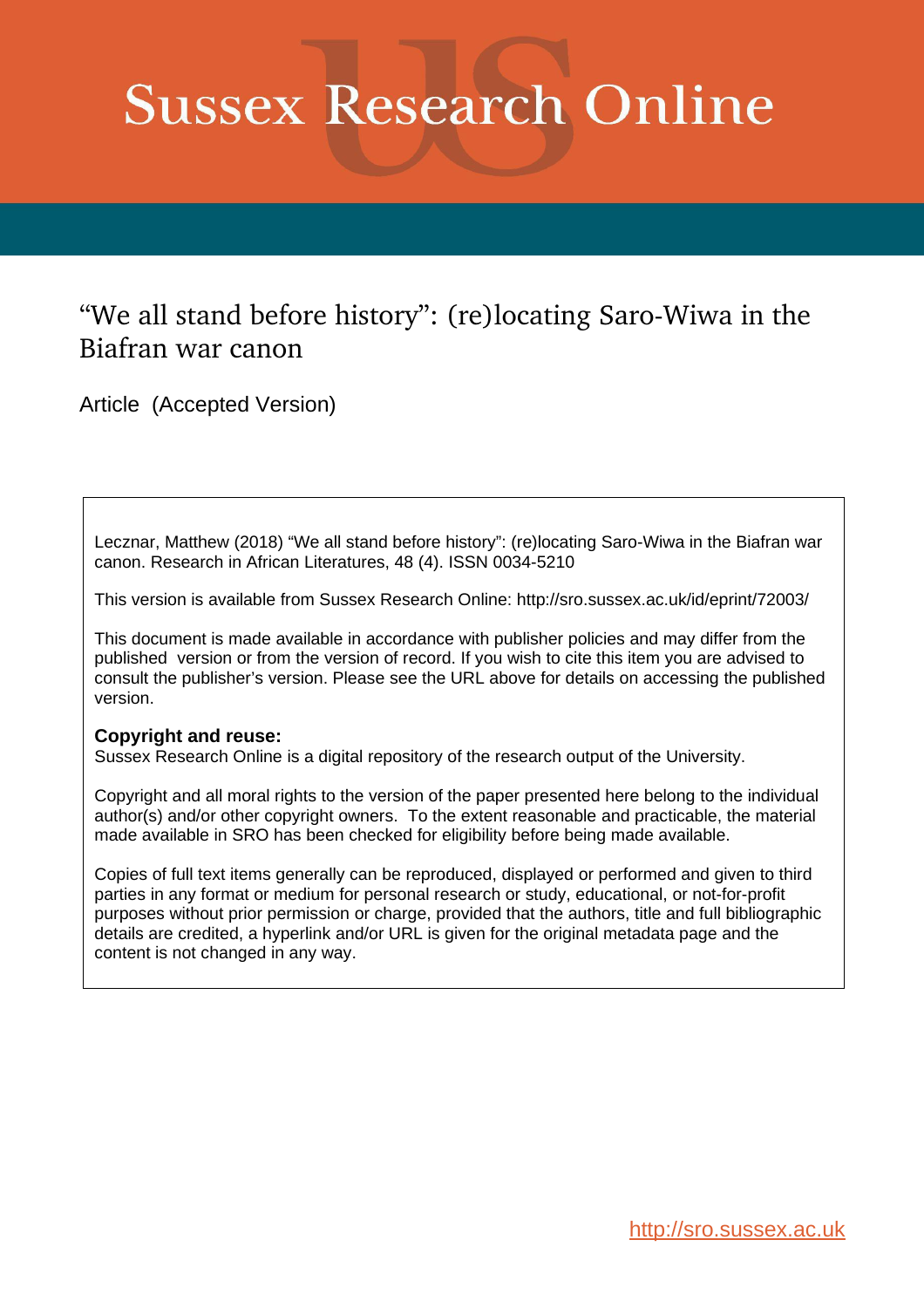# Sussex Research Online

## “We all stand before history”: (re)locating Saro-Wiwa in the Biafran war canon

Article (Accepted Version)

Lecznar, Matthew (2018) “We all stand before history”: (re)locating Saro-Wiwa in the Biafran war canon. Research in African Literatures, 48 (4). ISSN 0034-5210

This version is available from Sussex Research Online: http://sro.sussex.ac.uk/id/eprint/72003/

This document is made available in accordance with publisher policies and may differ from the published version or from the version of record. If you wish to cite this item you are advised to consult the publisher’s version. Please see the URL above for details on accessing the published version.

**Copyright and reuse:**
Sussex Research Online is a digital repository of the research output of the University.

Copyright and all moral rights to the version of the paper presented here belong to the individual author(s) and/or other copyright owners. To the extent reasonable and practicable, the material made available in SRO has been checked for eligibility before being made available.

Copies of full text items generally can be reproduced, displayed or performed and given to third parties in any format or medium for personal research or study, educational, or not-for-profit purposes without prior permission or charge, provided that the authors, title and full bibliographic details are credited, a hyperlink and/or URL is given for the original metadata page and the content is not changed in any way.

http://sro.sussex.ac.uk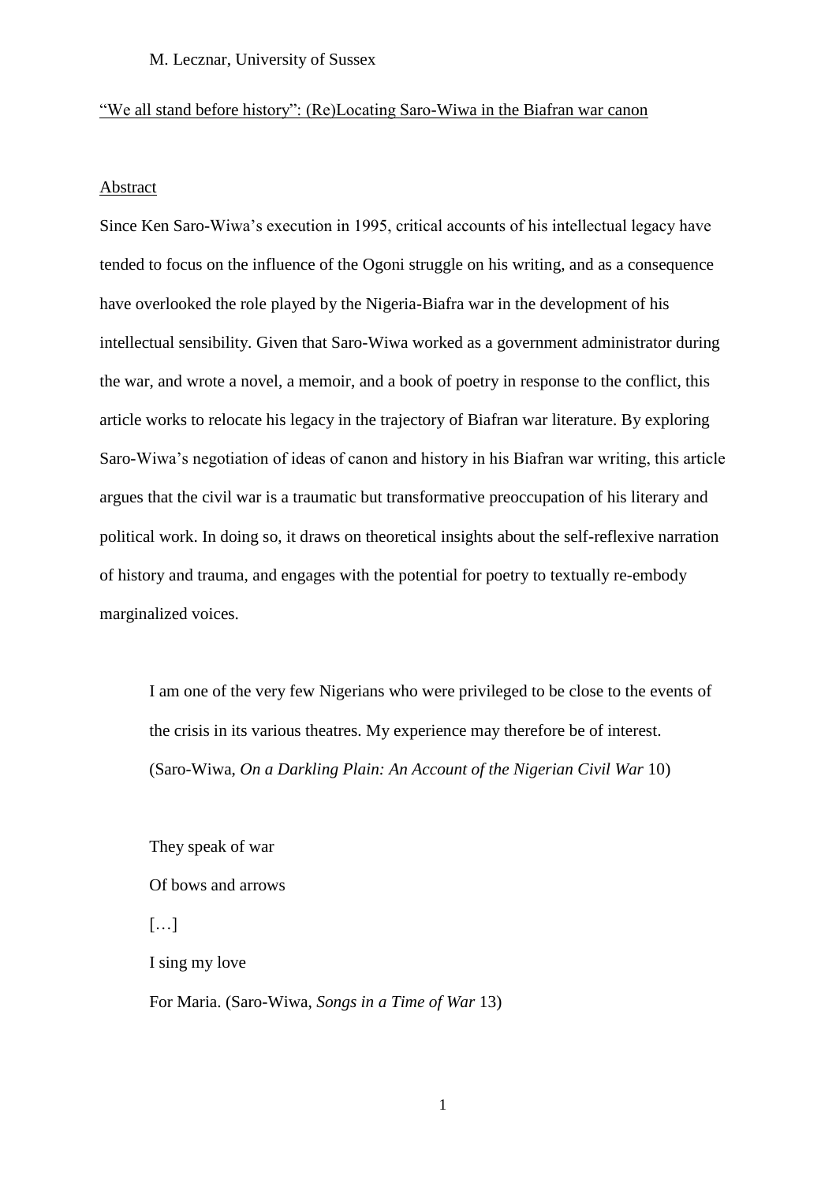M. Lecznar, University of Sussex

"We all stand before history": (Re)Locating Saro-Wiwa in the Biafran war canon

## Abstract

Since Ken Saro-Wiwa's execution in 1995, critical accounts of his intellectual legacy have tended to focus on the influence of the Ogoni struggle on his writing, and as a consequence have overlooked the role played by the Nigeria-Biafra war in the development of his intellectual sensibility. Given that Saro-Wiwa worked as a government administrator during the war, and wrote a novel, a memoir, and a book of poetry in response to the conflict, this article works to relocate his legacy in the trajectory of Biafran war literature. By exploring Saro-Wiwa's negotiation of ideas of canon and history in his Biafran war writing, this article argues that the civil war is a traumatic but transformative preoccupation of his literary and political work. In doing so, it draws on theoretical insights about the self-reflexive narration of history and trauma, and engages with the potential for poetry to textually re-embody marginalized voices.

> I am one of the very few Nigerians who were privileged to be close to the events of the crisis in its various theatres. My experience may therefore be of interest. (Saro-Wiwa, *On a Darkling Plain: An Account of the Nigerian Civil War* 10)

> They speak of war
>
> Of bows and arrows
>
> […]
>
> I sing my love
>
> For Maria. (Saro-Wiwa, *Songs in a Time of War* 13)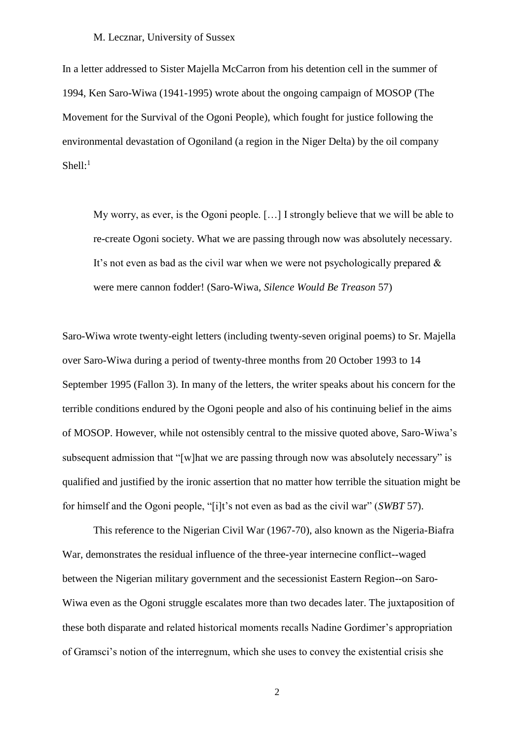In a letter addressed to Sister Majella McCarron from his detention cell in the summer of 1994, Ken Saro-Wiwa (1941-1995) wrote about the ongoing campaign of MOSOP (The Movement for the Survival of the Ogoni People), which fought for justice following the environmental devastation of Ogoniland (a region in the Niger Delta) by the oil company Shell:[1]

> My worry, as ever, is the Ogoni people. […] I strongly believe that we will be able to re-create Ogoni society. What we are passing through now was absolutely necessary. It's not even as bad as the civil war when we were not psychologically prepared & were mere cannon fodder! (Saro-Wiwa, *Silence Would Be Treason* 57)

Saro-Wiwa wrote twenty-eight letters (including twenty-seven original poems) to Sr. Majella over Saro-Wiwa during a period of twenty-three months from 20 October 1993 to 14 September 1995 (Fallon 3). In many of the letters, the writer speaks about his concern for the terrible conditions endured by the Ogoni people and also of his continuing belief in the aims of MOSOP. However, while not ostensibly central to the missive quoted above, Saro-Wiwa's subsequent admission that "[w]hat we are passing through now was absolutely necessary" is qualified and justified by the ironic assertion that no matter how terrible the situation might be for himself and the Ogoni people, "[i]t's not even as bad as the civil war" (*SWBT* 57).

This reference to the Nigerian Civil War (1967-70), also known as the Nigeria-Biafra War, demonstrates the residual influence of the three-year internecine conflict--waged between the Nigerian military government and the secessionist Eastern Region--on Saro-Wiwa even as the Ogoni struggle escalates more than two decades later. The juxtaposition of these both disparate and related historical moments recalls Nadine Gordimer's appropriation of Gramsci's notion of the interregnum, which she uses to convey the existential crisis she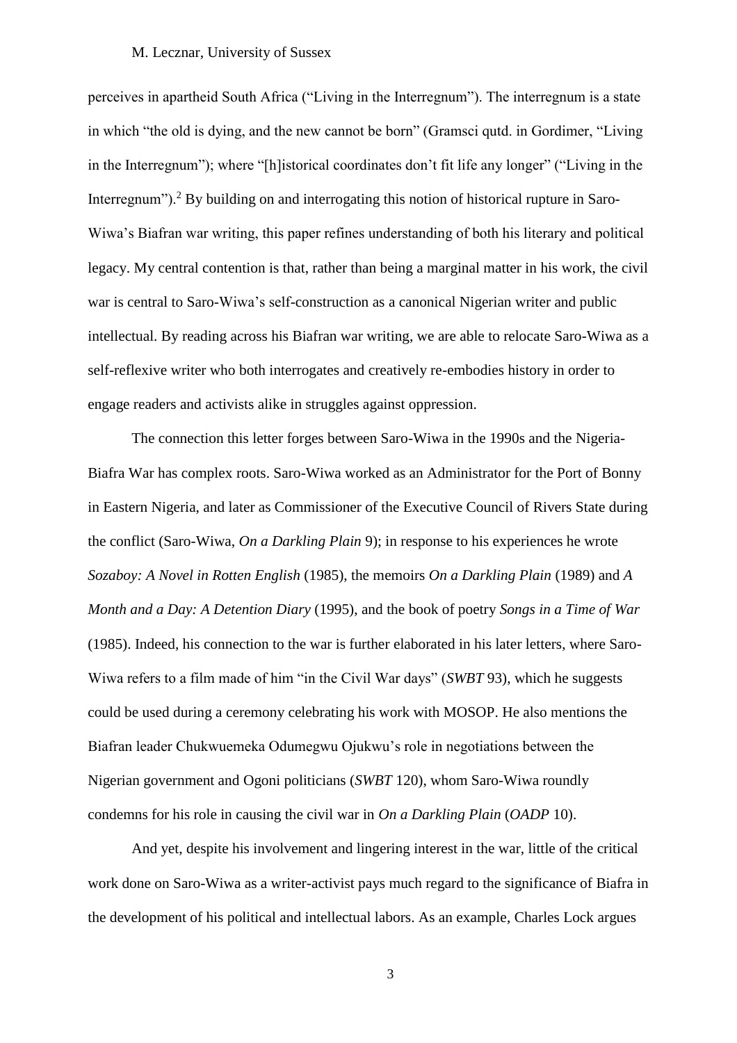perceives in apartheid South Africa ("Living in the Interregnum"). The interregnum is a state in which "the old is dying, and the new cannot be born" (Gramsci qutd. in Gordimer, "Living in the Interregnum"); where "[h]istorical coordinates don't fit life any longer" ("Living in the Interregnum").[2] By building on and interrogating this notion of historical rupture in Saro-Wiwa's Biafran war writing, this paper refines understanding of both his literary and political legacy. My central contention is that, rather than being a marginal matter in his work, the civil war is central to Saro-Wiwa's self-construction as a canonical Nigerian writer and public intellectual. By reading across his Biafran war writing, we are able to relocate Saro-Wiwa as a self-reflexive writer who both interrogates and creatively re-embodies history in order to engage readers and activists alike in struggles against oppression.

The connection this letter forges between Saro-Wiwa in the 1990s and the Nigeria-Biafra War has complex roots. Saro-Wiwa worked as an Administrator for the Port of Bonny in Eastern Nigeria, and later as Commissioner of the Executive Council of Rivers State during the conflict (Saro-Wiwa, *On a Darkling Plain* 9); in response to his experiences he wrote *Sozaboy: A Novel in Rotten English* (1985), the memoirs *On a Darkling Plain* (1989) and *A Month and a Day: A Detention Diary* (1995), and the book of poetry *Songs in a Time of War* (1985). Indeed, his connection to the war is further elaborated in his later letters, where Saro-Wiwa refers to a film made of him "in the Civil War days" (*SWBT* 93), which he suggests could be used during a ceremony celebrating his work with MOSOP. He also mentions the Biafran leader Chukwuemeka Odumegwu Ojukwu's role in negotiations between the Nigerian government and Ogoni politicians (*SWBT* 120), whom Saro-Wiwa roundly condemns for his role in causing the civil war in *On a Darkling Plain* (*OADP* 10).

And yet, despite his involvement and lingering interest in the war, little of the critical work done on Saro-Wiwa as a writer-activist pays much regard to the significance of Biafra in the development of his political and intellectual labors. As an example, Charles Lock argues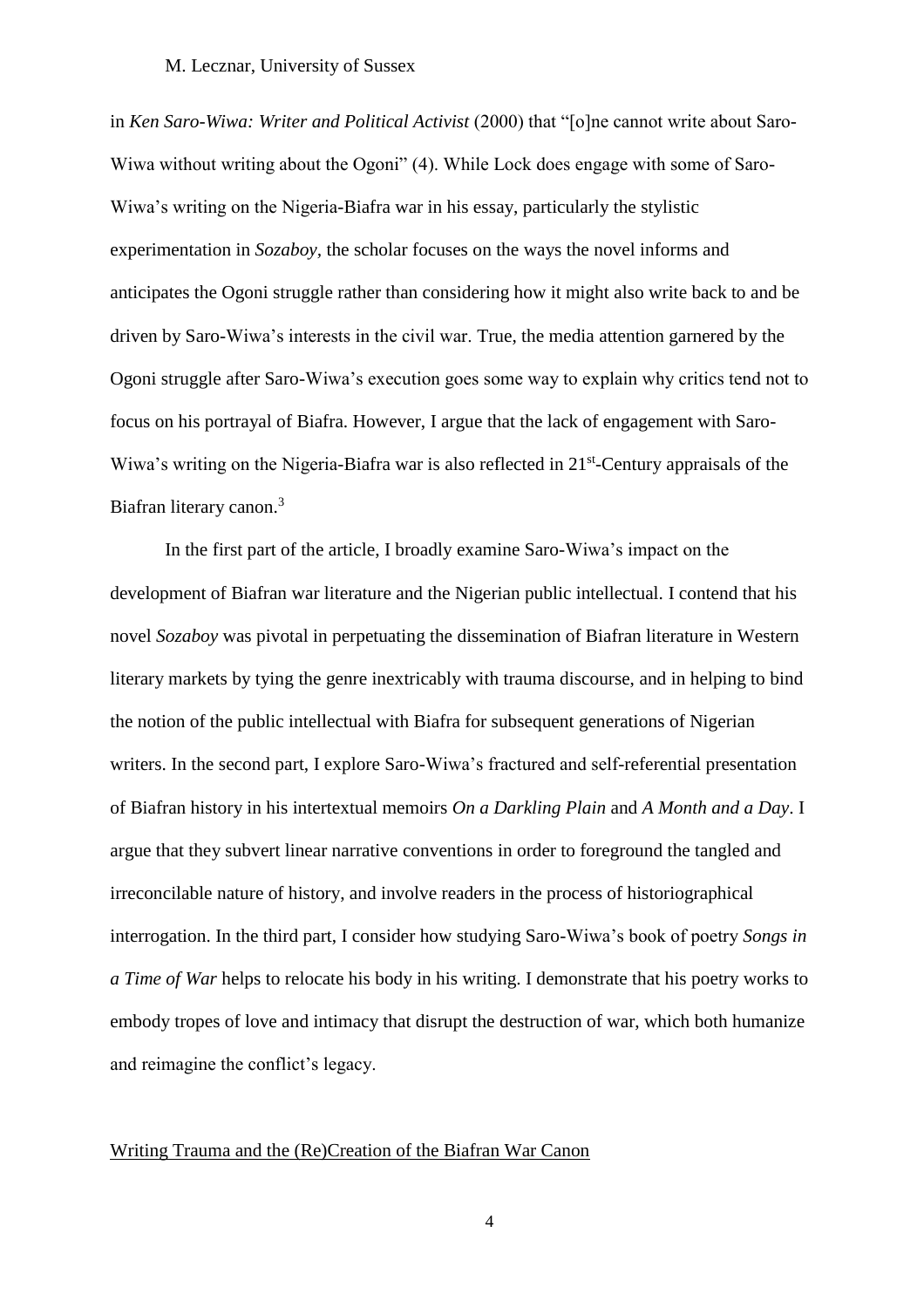in *Ken Saro-Wiwa: Writer and Political Activist* (2000) that "[o]ne cannot write about Saro-Wiwa without writing about the Ogoni" (4). While Lock does engage with some of Saro-Wiwa's writing on the Nigeria-Biafra war in his essay, particularly the stylistic experimentation in *Sozaboy*, the scholar focuses on the ways the novel informs and anticipates the Ogoni struggle rather than considering how it might also write back to and be driven by Saro-Wiwa's interests in the civil war. True, the media attention garnered by the Ogoni struggle after Saro-Wiwa's execution goes some way to explain why critics tend not to focus on his portrayal of Biafra. However, I argue that the lack of engagement with Saro-Wiwa's writing on the Nigeria-Biafra war is also reflected in 21st-Century appraisals of the Biafran literary canon.[3]

In the first part of the article, I broadly examine Saro-Wiwa's impact on the development of Biafran war literature and the Nigerian public intellectual. I contend that his novel *Sozaboy* was pivotal in perpetuating the dissemination of Biafran literature in Western literary markets by tying the genre inextricably with trauma discourse, and in helping to bind the notion of the public intellectual with Biafra for subsequent generations of Nigerian writers. In the second part, I explore Saro-Wiwa's fractured and self-referential presentation of Biafran history in his intertextual memoirs *On a Darkling Plain* and *A Month and a Day*. I argue that they subvert linear narrative conventions in order to foreground the tangled and irreconcilable nature of history, and involve readers in the process of historiographical interrogation. In the third part, I consider how studying Saro-Wiwa's book of poetry *Songs in a Time of War* helps to relocate his body in his writing. I demonstrate that his poetry works to embody tropes of love and intimacy that disrupt the destruction of war, which both humanize and reimagine the conflict's legacy.

## Writing Trauma and the (Re)Creation of the Biafran War Canon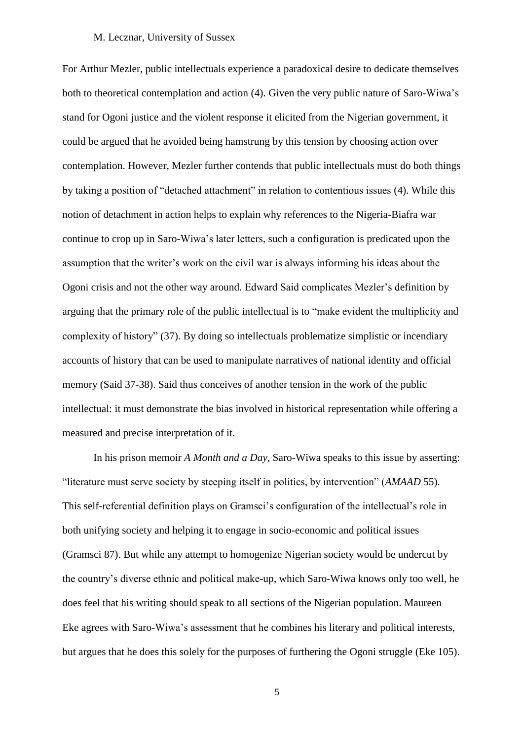For Arthur Mezler, public intellectuals experience a paradoxical desire to dedicate themselves both to theoretical contemplation and action (4). Given the very public nature of Saro-Wiwa's stand for Ogoni justice and the violent response it elicited from the Nigerian government, it could be argued that he avoided being hamstrung by this tension by choosing action over contemplation. However, Mezler further contends that public intellectuals must do both things by taking a position of "detached attachment" in relation to contentious issues (4). While this notion of detachment in action helps to explain why references to the Nigeria-Biafra war continue to crop up in Saro-Wiwa's later letters, such a configuration is predicated upon the assumption that the writer's work on the civil war is always informing his ideas about the Ogoni crisis and not the other way around. Edward Said complicates Mezler's definition by arguing that the primary role of the public intellectual is to "make evident the multiplicity and complexity of history" (37). By doing so intellectuals problematize simplistic or incendiary accounts of history that can be used to manipulate narratives of national identity and official memory (Said 37-38). Said thus conceives of another tension in the work of the public intellectual: it must demonstrate the bias involved in historical representation while offering a measured and precise interpretation of it.

In his prison memoir *A Month and a Day*, Saro-Wiwa speaks to this issue by asserting: "literature must serve society by steeping itself in politics, by intervention" (*AMAAD* 55). This self-referential definition plays on Gramsci's configuration of the intellectual's role in both unifying society and helping it to engage in socio-economic and political issues (Gramsci 87). But while any attempt to homogenize Nigerian society would be undercut by the country's diverse ethnic and political make-up, which Saro-Wiwa knows only too well, he does feel that his writing should speak to all sections of the Nigerian population. Maureen Eke agrees with Saro-Wiwa's assessment that he combines his literary and political interests, but argues that he does this solely for the purposes of furthering the Ogoni struggle (Eke 105).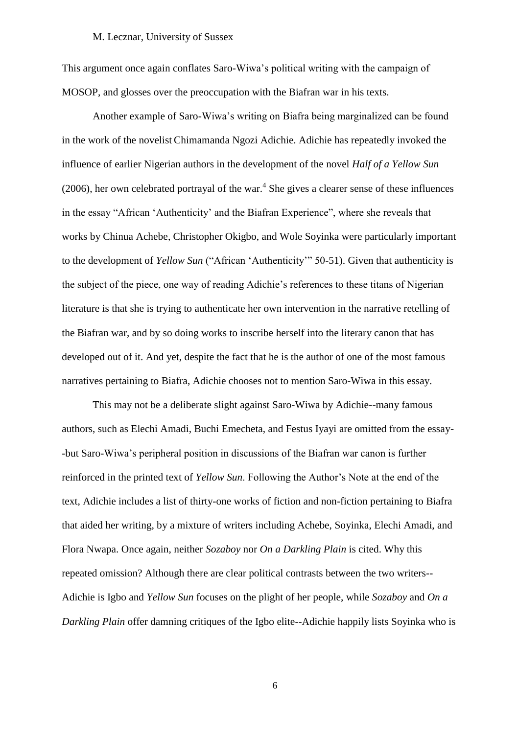This argument once again conflates Saro-Wiwa's political writing with the campaign of MOSOP, and glosses over the preoccupation with the Biafran war in his texts.

Another example of Saro-Wiwa's writing on Biafra being marginalized can be found in the work of the novelist Chimamanda Ngozi Adichie. Adichie has repeatedly invoked the influence of earlier Nigerian authors in the development of the novel *Half of a Yellow Sun* (2006), her own celebrated portrayal of the war.[4] She gives a clearer sense of these influences in the essay "African 'Authenticity' and the Biafran Experience", where she reveals that works by Chinua Achebe, Christopher Okigbo, and Wole Soyinka were particularly important to the development of *Yellow Sun* ("African 'Authenticity'" 50-51). Given that authenticity is the subject of the piece, one way of reading Adichie's references to these titans of Nigerian literature is that she is trying to authenticate her own intervention in the narrative retelling of the Biafran war, and by so doing works to inscribe herself into the literary canon that has developed out of it. And yet, despite the fact that he is the author of one of the most famous narratives pertaining to Biafra, Adichie chooses not to mention Saro-Wiwa in this essay.

This may not be a deliberate slight against Saro-Wiwa by Adichie--many famous authors, such as Elechi Amadi, Buchi Emecheta, and Festus Iyayi are omitted from the essay--but Saro-Wiwa's peripheral position in discussions of the Biafran war canon is further reinforced in the printed text of *Yellow Sun*. Following the Author's Note at the end of the text, Adichie includes a list of thirty-one works of fiction and non-fiction pertaining to Biafra that aided her writing, by a mixture of writers including Achebe, Soyinka, Elechi Amadi, and Flora Nwapa. Once again, neither *Sozaboy* nor *On a Darkling Plain* is cited. Why this repeated omission? Although there are clear political contrasts between the two writers--Adichie is Igbo and *Yellow Sun* focuses on the plight of her people, while *Sozaboy* and *On a Darkling Plain* offer damning critiques of the Igbo elite--Adichie happily lists Soyinka who is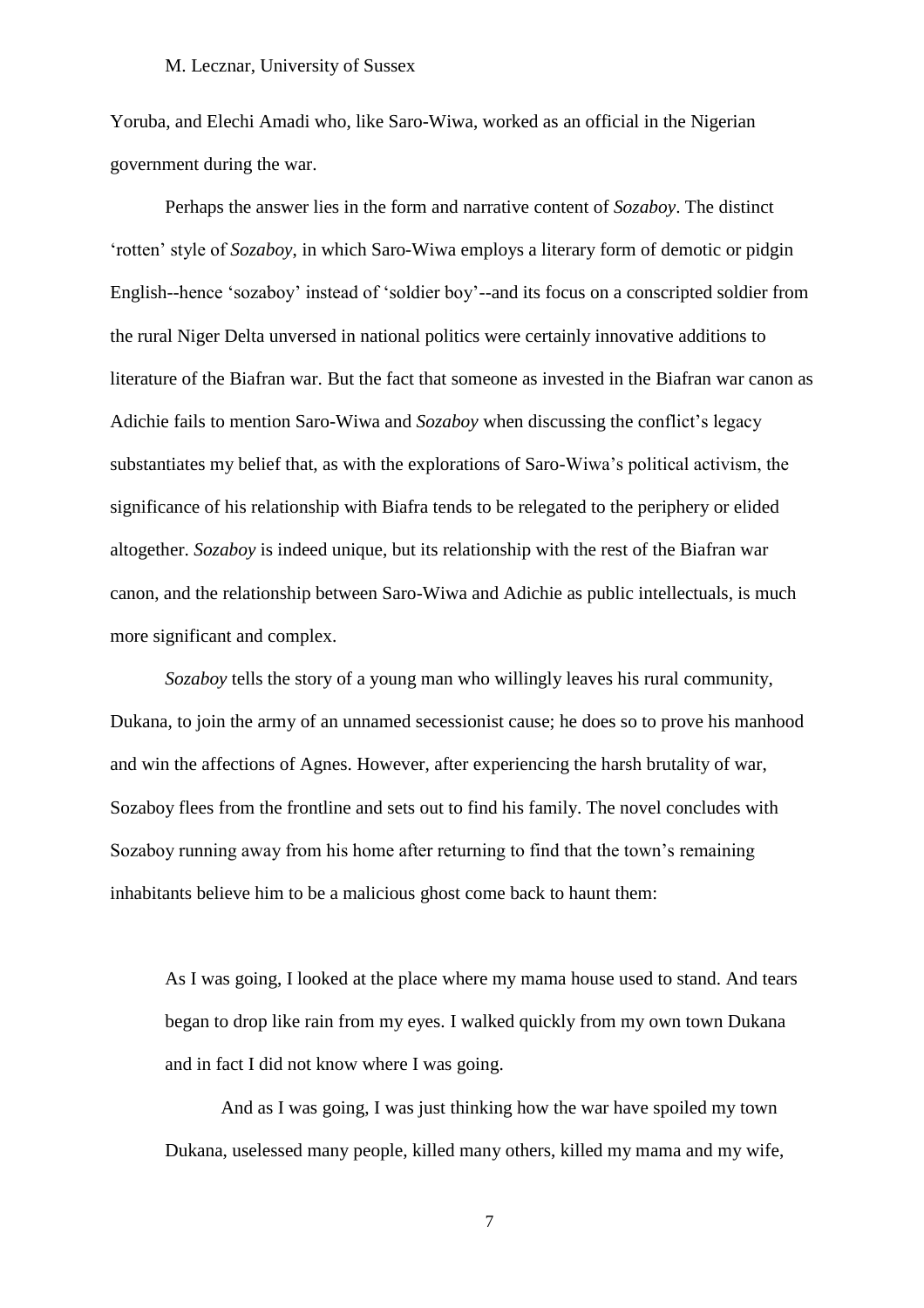Yoruba, and Elechi Amadi who, like Saro-Wiwa, worked as an official in the Nigerian government during the war.

Perhaps the answer lies in the form and narrative content of *Sozaboy*. The distinct 'rotten' style of *Sozaboy*, in which Saro-Wiwa employs a literary form of demotic or pidgin English--hence 'sozaboy' instead of 'soldier boy'--and its focus on a conscripted soldier from the rural Niger Delta unversed in national politics were certainly innovative additions to literature of the Biafran war. But the fact that someone as invested in the Biafran war canon as Adichie fails to mention Saro-Wiwa and *Sozaboy* when discussing the conflict's legacy substantiates my belief that, as with the explorations of Saro-Wiwa's political activism, the significance of his relationship with Biafra tends to be relegated to the periphery or elided altogether. *Sozaboy* is indeed unique, but its relationship with the rest of the Biafran war canon, and the relationship between Saro-Wiwa and Adichie as public intellectuals, is much more significant and complex.

*Sozaboy* tells the story of a young man who willingly leaves his rural community, Dukana, to join the army of an unnamed secessionist cause; he does so to prove his manhood and win the affections of Agnes. However, after experiencing the harsh brutality of war, Sozaboy flees from the frontline and sets out to find his family. The novel concludes with Sozaboy running away from his home after returning to find that the town's remaining inhabitants believe him to be a malicious ghost come back to haunt them:

> As I was going, I looked at the place where my mama house used to stand. And tears began to drop like rain from my eyes. I walked quickly from my own town Dukana and in fact I did not know where I was going.
>
> And as I was going, I was just thinking how the war have spoiled my town Dukana, uselessed many people, killed many others, killed my mama and my wife,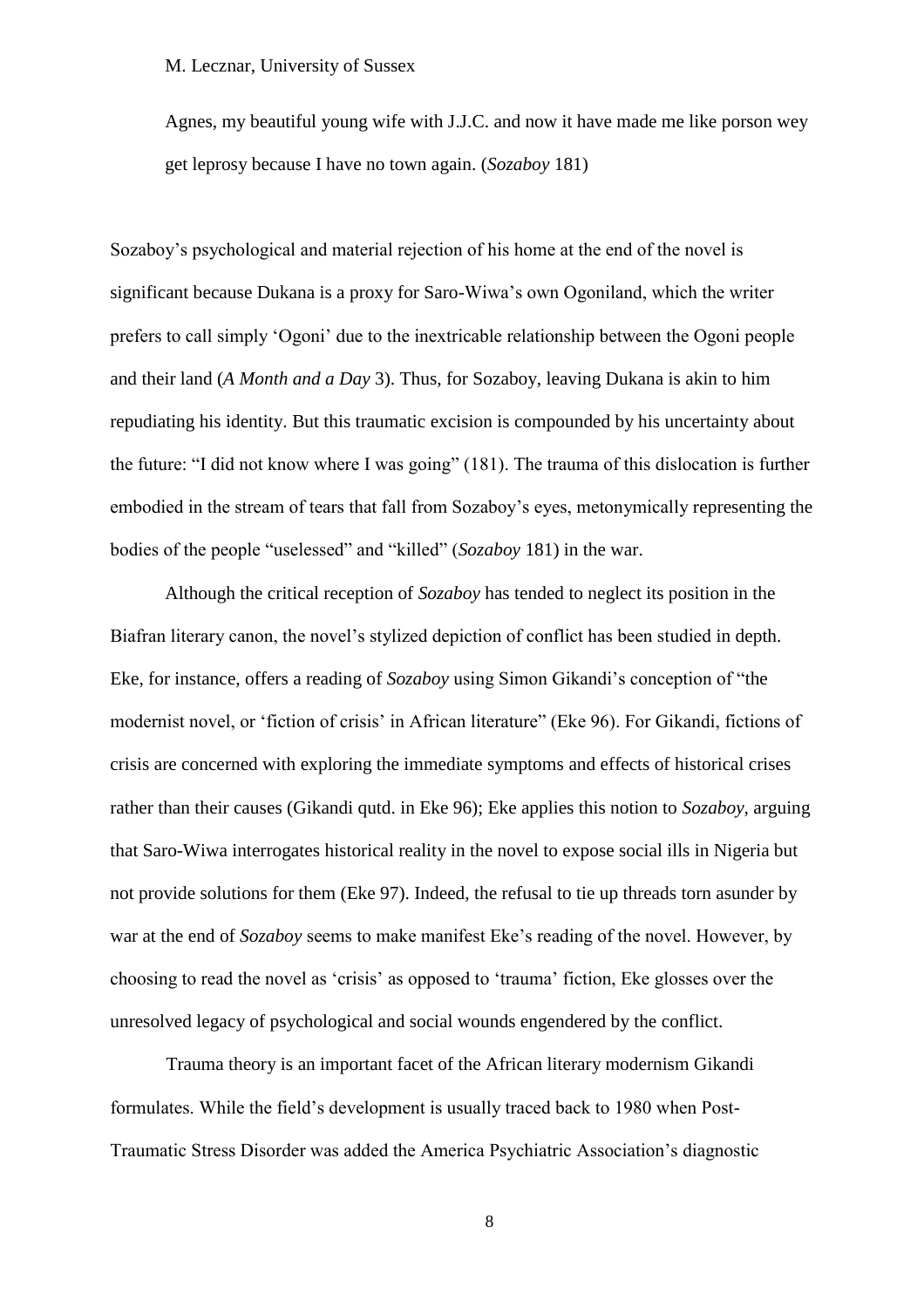> Agnes, my beautiful young wife with J.J.C. and now it have made me like porson wey get leprosy because I have no town again. (*Sozaboy* 181)

Sozaboy's psychological and material rejection of his home at the end of the novel is significant because Dukana is a proxy for Saro-Wiwa's own Ogoniland, which the writer prefers to call simply 'Ogoni' due to the inextricable relationship between the Ogoni people and their land (*A Month and a Day* 3). Thus, for Sozaboy, leaving Dukana is akin to him repudiating his identity. But this traumatic excision is compounded by his uncertainty about the future: "I did not know where I was going" (181). The trauma of this dislocation is further embodied in the stream of tears that fall from Sozaboy's eyes, metonymically representing the bodies of the people "uselessed" and "killed" (*Sozaboy* 181) in the war.

Although the critical reception of *Sozaboy* has tended to neglect its position in the Biafran literary canon, the novel's stylized depiction of conflict has been studied in depth. Eke, for instance, offers a reading of *Sozaboy* using Simon Gikandi's conception of "the modernist novel, or 'fiction of crisis' in African literature" (Eke 96). For Gikandi, fictions of crisis are concerned with exploring the immediate symptoms and effects of historical crises rather than their causes (Gikandi qutd. in Eke 96); Eke applies this notion to *Sozaboy*, arguing that Saro-Wiwa interrogates historical reality in the novel to expose social ills in Nigeria but not provide solutions for them (Eke 97). Indeed, the refusal to tie up threads torn asunder by war at the end of *Sozaboy* seems to make manifest Eke's reading of the novel. However, by choosing to read the novel as 'crisis' as opposed to 'trauma' fiction, Eke glosses over the unresolved legacy of psychological and social wounds engendered by the conflict.

Trauma theory is an important facet of the African literary modernism Gikandi formulates. While the field's development is usually traced back to 1980 when Post-Traumatic Stress Disorder was added the America Psychiatric Association's diagnostic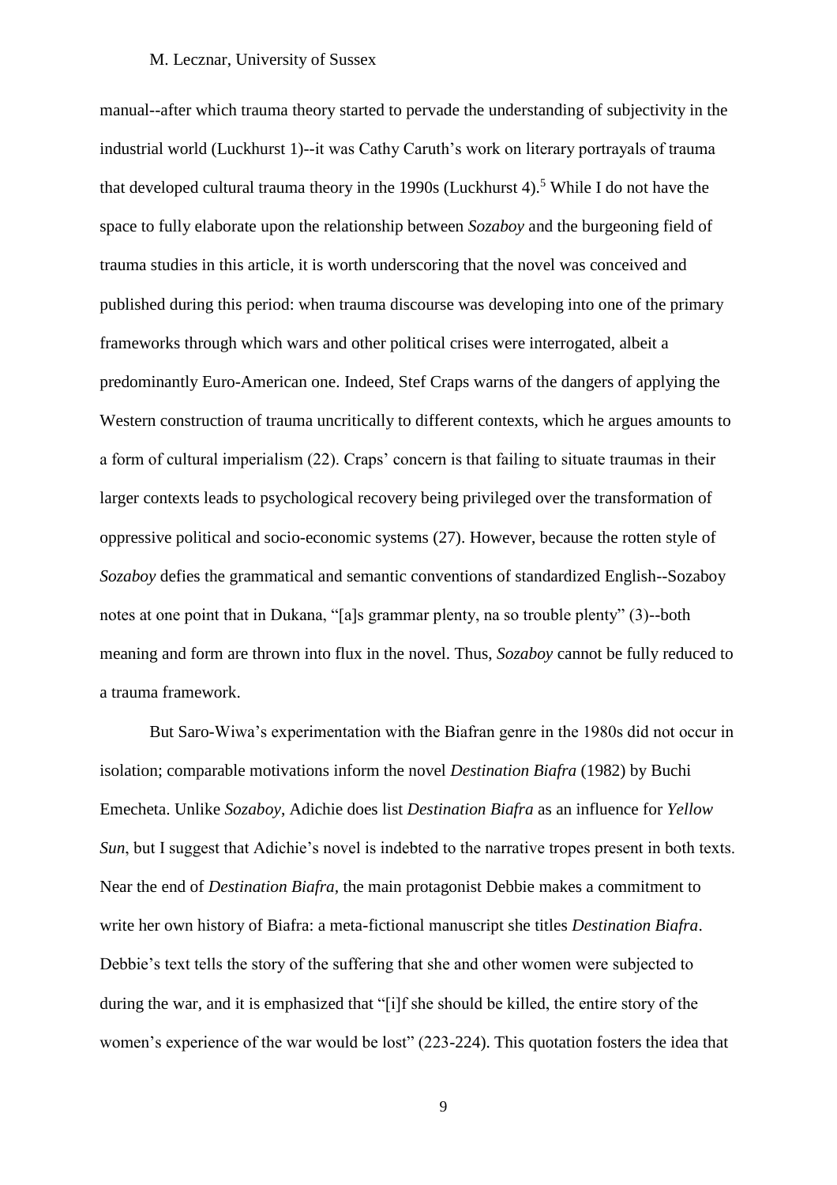manual--after which trauma theory started to pervade the understanding of subjectivity in the industrial world (Luckhurst 1)--it was Cathy Caruth's work on literary portrayals of trauma that developed cultural trauma theory in the 1990s (Luckhurst 4).[5] While I do not have the space to fully elaborate upon the relationship between *Sozaboy* and the burgeoning field of trauma studies in this article, it is worth underscoring that the novel was conceived and published during this period: when trauma discourse was developing into one of the primary frameworks through which wars and other political crises were interrogated, albeit a predominantly Euro-American one. Indeed, Stef Craps warns of the dangers of applying the Western construction of trauma uncritically to different contexts, which he argues amounts to a form of cultural imperialism (22). Craps' concern is that failing to situate traumas in their larger contexts leads to psychological recovery being privileged over the transformation of oppressive political and socio-economic systems (27). However, because the rotten style of *Sozaboy* defies the grammatical and semantic conventions of standardized English--Sozaboy notes at one point that in Dukana, "[a]s grammar plenty, na so trouble plenty" (3)--both meaning and form are thrown into flux in the novel. Thus, *Sozaboy* cannot be fully reduced to a trauma framework.

But Saro-Wiwa's experimentation with the Biafran genre in the 1980s did not occur in isolation; comparable motivations inform the novel *Destination Biafra* (1982) by Buchi Emecheta. Unlike *Sozaboy*, Adichie does list *Destination Biafra* as an influence for *Yellow Sun*, but I suggest that Adichie's novel is indebted to the narrative tropes present in both texts. Near the end of *Destination Biafra*, the main protagonist Debbie makes a commitment to write her own history of Biafra: a meta-fictional manuscript she titles *Destination Biafra*. Debbie's text tells the story of the suffering that she and other women were subjected to during the war, and it is emphasized that "[i]f she should be killed, the entire story of the women's experience of the war would be lost" (223-224). This quotation fosters the idea that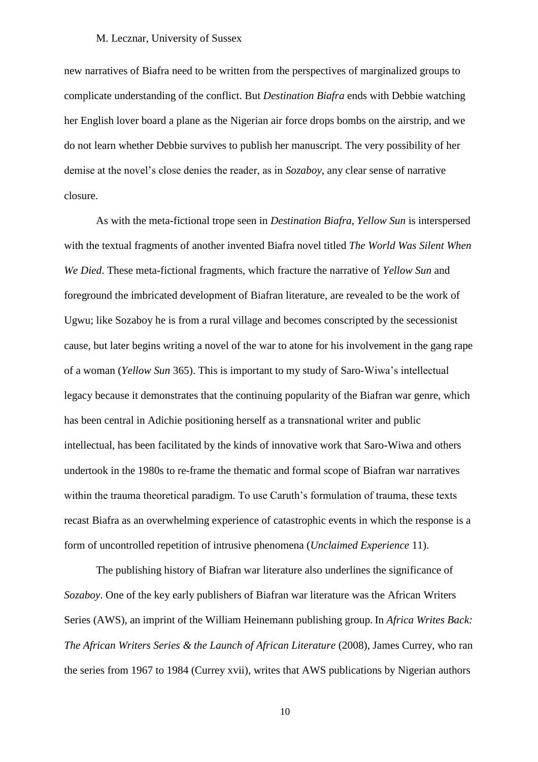new narratives of Biafra need to be written from the perspectives of marginalized groups to complicate understanding of the conflict. But *Destination Biafra* ends with Debbie watching her English lover board a plane as the Nigerian air force drops bombs on the airstrip, and we do not learn whether Debbie survives to publish her manuscript. The very possibility of her demise at the novel's close denies the reader, as in *Sozaboy*, any clear sense of narrative closure.

As with the meta-fictional trope seen in *Destination Biafra*, *Yellow Sun* is interspersed with the textual fragments of another invented Biafra novel titled *The World Was Silent When We Died*. These meta-fictional fragments, which fracture the narrative of *Yellow Sun* and foreground the imbricated development of Biafran literature, are revealed to be the work of Ugwu; like Sozaboy he is from a rural village and becomes conscripted by the secessionist cause, but later begins writing a novel of the war to atone for his involvement in the gang rape of a woman (*Yellow Sun* 365). This is important to my study of Saro-Wiwa's intellectual legacy because it demonstrates that the continuing popularity of the Biafran war genre, which has been central in Adichie positioning herself as a transnational writer and public intellectual, has been facilitated by the kinds of innovative work that Saro-Wiwa and others undertook in the 1980s to re-frame the thematic and formal scope of Biafran war narratives within the trauma theoretical paradigm. To use Caruth's formulation of trauma, these texts recast Biafra as an overwhelming experience of catastrophic events in which the response is a form of uncontrolled repetition of intrusive phenomena (*Unclaimed Experience* 11).

The publishing history of Biafran war literature also underlines the significance of *Sozaboy*. One of the key early publishers of Biafran war literature was the African Writers Series (AWS), an imprint of the William Heinemann publishing group. In *Africa Writes Back: The African Writers Series & the Launch of African Literature* (2008), James Currey, who ran the series from 1967 to 1984 (Currey xvii), writes that AWS publications by Nigerian authors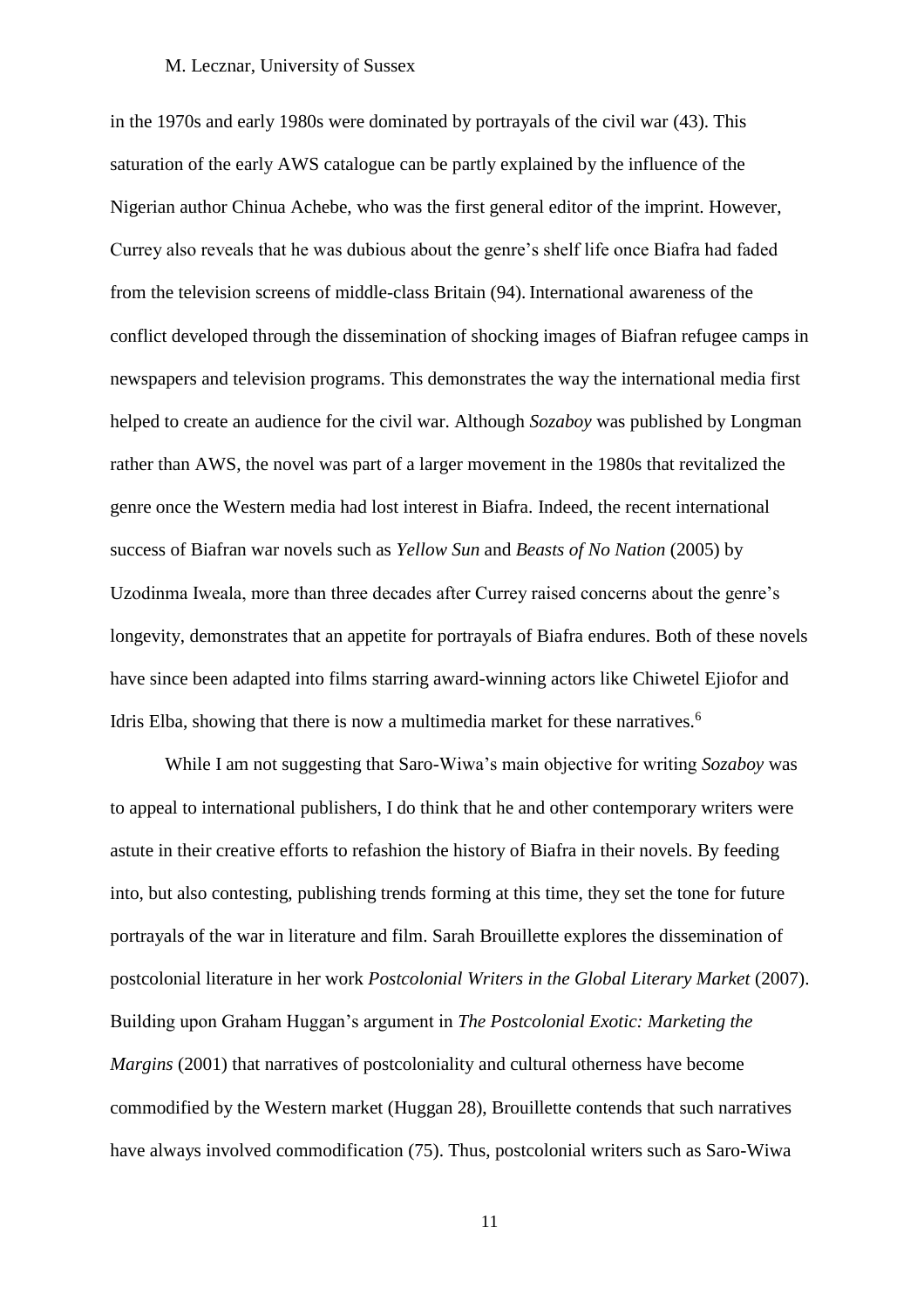in the 1970s and early 1980s were dominated by portrayals of the civil war (43). This saturation of the early AWS catalogue can be partly explained by the influence of the Nigerian author Chinua Achebe, who was the first general editor of the imprint. However, Currey also reveals that he was dubious about the genre's shelf life once Biafra had faded from the television screens of middle-class Britain (94). International awareness of the conflict developed through the dissemination of shocking images of Biafran refugee camps in newspapers and television programs. This demonstrates the way the international media first helped to create an audience for the civil war. Although *Sozaboy* was published by Longman rather than AWS, the novel was part of a larger movement in the 1980s that revitalized the genre once the Western media had lost interest in Biafra. Indeed, the recent international success of Biafran war novels such as *Yellow Sun* and *Beasts of No Nation* (2005) by Uzodinma Iweala, more than three decades after Currey raised concerns about the genre's longevity, demonstrates that an appetite for portrayals of Biafra endures. Both of these novels have since been adapted into films starring award-winning actors like Chiwetel Ejiofor and Idris Elba, showing that there is now a multimedia market for these narratives.[6]

While I am not suggesting that Saro-Wiwa's main objective for writing *Sozaboy* was to appeal to international publishers, I do think that he and other contemporary writers were astute in their creative efforts to refashion the history of Biafra in their novels. By feeding into, but also contesting, publishing trends forming at this time, they set the tone for future portrayals of the war in literature and film. Sarah Brouillette explores the dissemination of postcolonial literature in her work *Postcolonial Writers in the Global Literary Market* (2007). Building upon Graham Huggan's argument in *The Postcolonial Exotic: Marketing the Margins* (2001) that narratives of postcoloniality and cultural otherness have become commodified by the Western market (Huggan 28), Brouillette contends that such narratives have always involved commodification (75). Thus, postcolonial writers such as Saro-Wiwa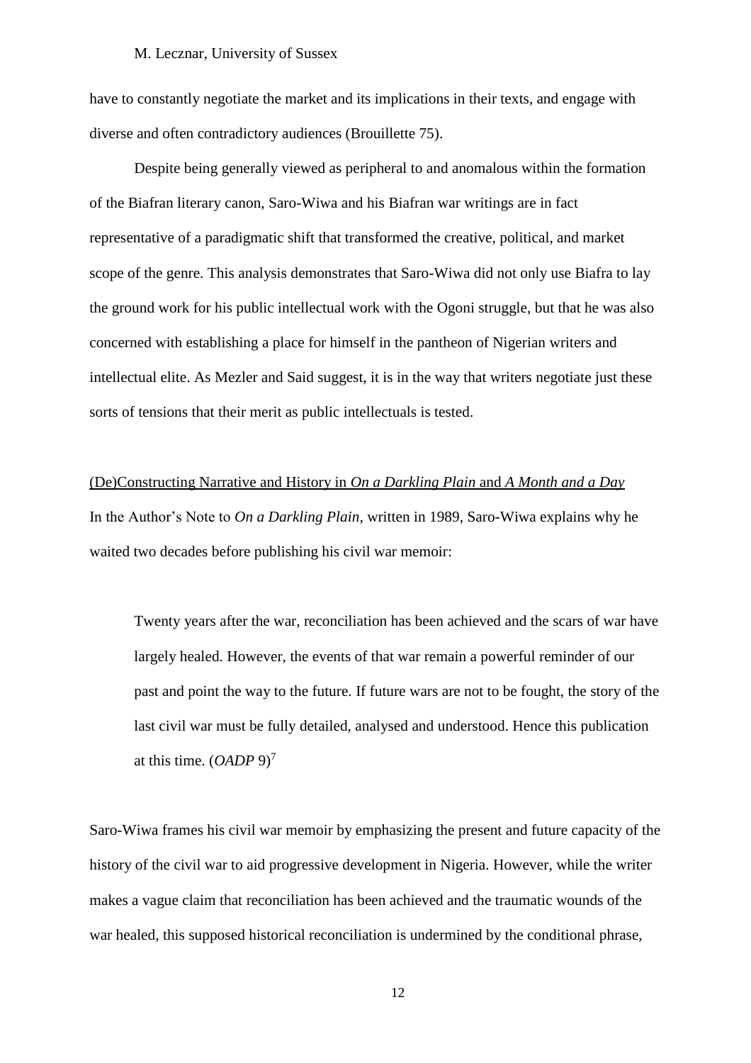have to constantly negotiate the market and its implications in their texts, and engage with diverse and often contradictory audiences (Brouillette 75).

Despite being generally viewed as peripheral to and anomalous within the formation of the Biafran literary canon, Saro-Wiwa and his Biafran war writings are in fact representative of a paradigmatic shift that transformed the creative, political, and market scope of the genre. This analysis demonstrates that Saro-Wiwa did not only use Biafra to lay the ground work for his public intellectual work with the Ogoni struggle, but that he was also concerned with establishing a place for himself in the pantheon of Nigerian writers and intellectual elite. As Mezler and Said suggest, it is in the way that writers negotiate just these sorts of tensions that their merit as public intellectuals is tested.

## (De)Constructing Narrative and History in *On a Darkling Plain* and *A Month and a Day*

In the Author's Note to *On a Darkling Plain,* written in 1989, Saro-Wiwa explains why he waited two decades before publishing his civil war memoir:

> Twenty years after the war, reconciliation has been achieved and the scars of war have largely healed. However, the events of that war remain a powerful reminder of our past and point the way to the future. If future wars are not to be fought, the story of the last civil war must be fully detailed, analysed and understood. Hence this publication at this time. (*OADP* 9)[7]

Saro-Wiwa frames his civil war memoir by emphasizing the present and future capacity of the history of the civil war to aid progressive development in Nigeria. However, while the writer makes a vague claim that reconciliation has been achieved and the traumatic wounds of the war healed, this supposed historical reconciliation is undermined by the conditional phrase,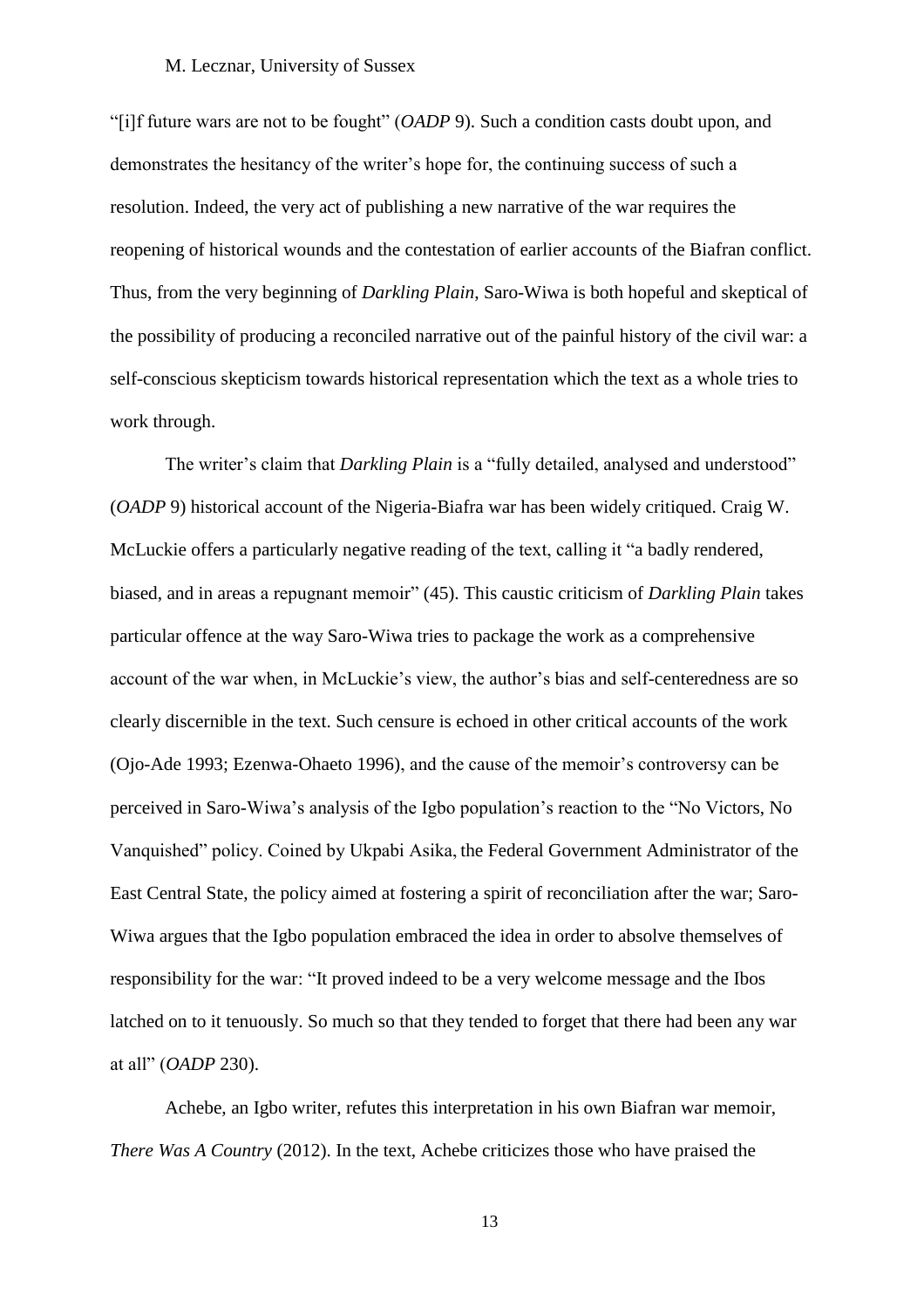"[i]f future wars are not to be fought" (*OADP* 9). Such a condition casts doubt upon, and demonstrates the hesitancy of the writer's hope for, the continuing success of such a resolution. Indeed, the very act of publishing a new narrative of the war requires the reopening of historical wounds and the contestation of earlier accounts of the Biafran conflict. Thus, from the very beginning of *Darkling Plain*, Saro-Wiwa is both hopeful and skeptical of the possibility of producing a reconciled narrative out of the painful history of the civil war: a self-conscious skepticism towards historical representation which the text as a whole tries to work through.

The writer's claim that *Darkling Plain* is a "fully detailed, analysed and understood" (*OADP* 9) historical account of the Nigeria-Biafra war has been widely critiqued. Craig W. McLuckie offers a particularly negative reading of the text, calling it "a badly rendered, biased, and in areas a repugnant memoir" (45). This caustic criticism of *Darkling Plain* takes particular offence at the way Saro-Wiwa tries to package the work as a comprehensive account of the war when, in McLuckie's view, the author's bias and self-centeredness are so clearly discernible in the text. Such censure is echoed in other critical accounts of the work (Ojo-Ade 1993; Ezenwa-Ohaeto 1996), and the cause of the memoir's controversy can be perceived in Saro-Wiwa's analysis of the Igbo population's reaction to the "No Victors, No Vanquished" policy. Coined by Ukpabi Asika, the Federal Government Administrator of the East Central State, the policy aimed at fostering a spirit of reconciliation after the war; Saro-Wiwa argues that the Igbo population embraced the idea in order to absolve themselves of responsibility for the war: "It proved indeed to be a very welcome message and the Ibos latched on to it tenuously. So much so that they tended to forget that there had been any war at all" (*OADP* 230).

Achebe, an Igbo writer, refutes this interpretation in his own Biafran war memoir, *There Was A Country* (2012). In the text, Achebe criticizes those who have praised the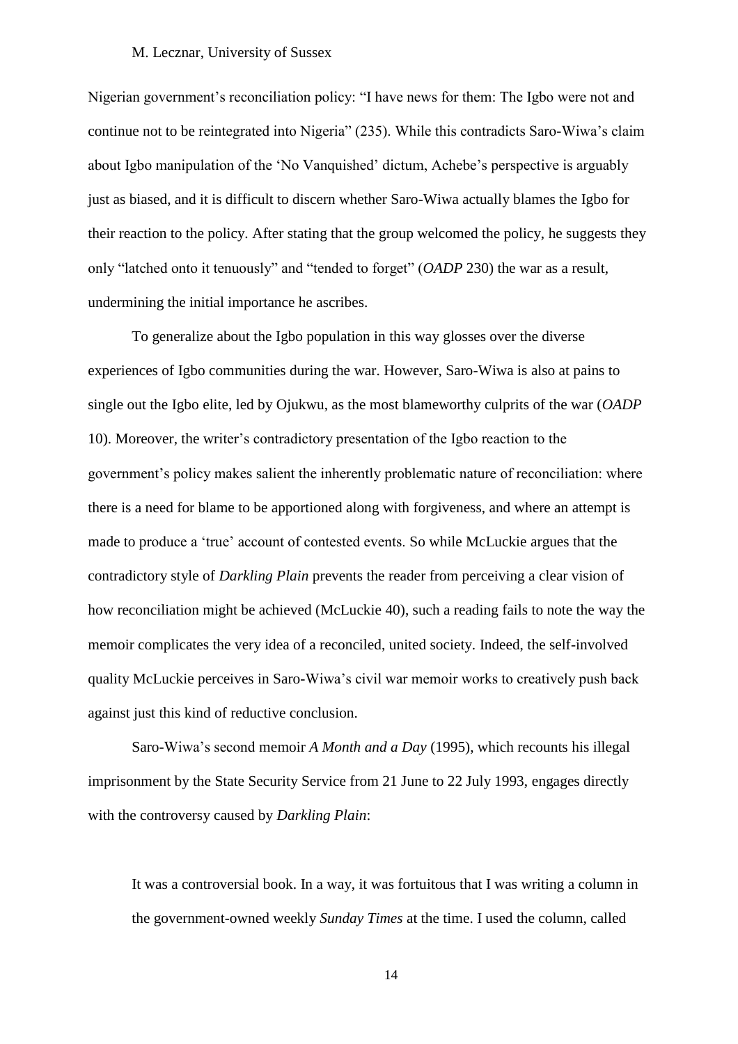Nigerian government's reconciliation policy: "I have news for them: The Igbo were not and continue not to be reintegrated into Nigeria" (235). While this contradicts Saro-Wiwa's claim about Igbo manipulation of the 'No Vanquished' dictum, Achebe's perspective is arguably just as biased, and it is difficult to discern whether Saro-Wiwa actually blames the Igbo for their reaction to the policy. After stating that the group welcomed the policy, he suggests they only "latched onto it tenuously" and "tended to forget" (*OADP* 230) the war as a result, undermining the initial importance he ascribes.

To generalize about the Igbo population in this way glosses over the diverse experiences of Igbo communities during the war. However, Saro-Wiwa is also at pains to single out the Igbo elite, led by Ojukwu, as the most blameworthy culprits of the war (*OADP* 10). Moreover, the writer's contradictory presentation of the Igbo reaction to the government's policy makes salient the inherently problematic nature of reconciliation: where there is a need for blame to be apportioned along with forgiveness, and where an attempt is made to produce a 'true' account of contested events. So while McLuckie argues that the contradictory style of *Darkling Plain* prevents the reader from perceiving a clear vision of how reconciliation might be achieved (McLuckie 40), such a reading fails to note the way the memoir complicates the very idea of a reconciled, united society. Indeed, the self-involved quality McLuckie perceives in Saro-Wiwa's civil war memoir works to creatively push back against just this kind of reductive conclusion.

Saro-Wiwa's second memoir *A Month and a Day* (1995), which recounts his illegal imprisonment by the State Security Service from 21 June to 22 July 1993, engages directly with the controversy caused by *Darkling Plain*:

> It was a controversial book. In a way, it was fortuitous that I was writing a column in the government-owned weekly *Sunday Times* at the time. I used the column, called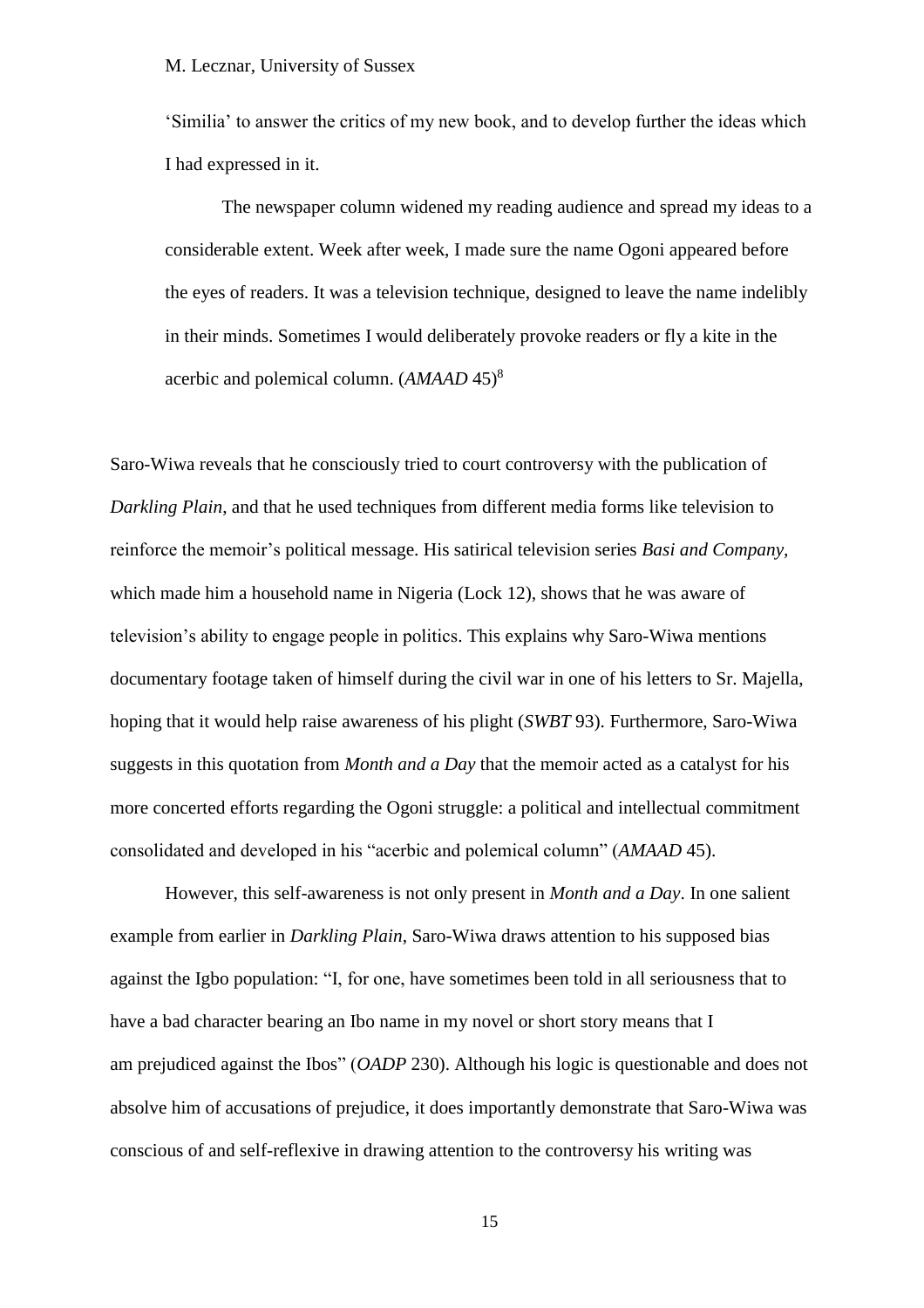'Similia' to answer the critics of my new book, and to develop further the ideas which I had expressed in it.

> The newspaper column widened my reading audience and spread my ideas to a considerable extent. Week after week, I made sure the name Ogoni appeared before the eyes of readers. It was a television technique, designed to leave the name indelibly in their minds. Sometimes I would deliberately provoke readers or fly a kite in the acerbic and polemical column. (*AMAAD* 45)[8]

Saro-Wiwa reveals that he consciously tried to court controversy with the publication of *Darkling Plain*, and that he used techniques from different media forms like television to reinforce the memoir's political message. His satirical television series *Basi and Company*, which made him a household name in Nigeria (Lock 12), shows that he was aware of television's ability to engage people in politics. This explains why Saro-Wiwa mentions documentary footage taken of himself during the civil war in one of his letters to Sr. Majella, hoping that it would help raise awareness of his plight (*SWBT* 93). Furthermore, Saro-Wiwa suggests in this quotation from *Month and a Day* that the memoir acted as a catalyst for his more concerted efforts regarding the Ogoni struggle: a political and intellectual commitment consolidated and developed in his "acerbic and polemical column" (*AMAAD* 45).

However, this self-awareness is not only present in *Month and a Day*. In one salient example from earlier in *Darkling Plain*, Saro-Wiwa draws attention to his supposed bias against the Igbo population: "I, for one, have sometimes been told in all seriousness that to have a bad character bearing an Ibo name in my novel or short story means that I am prejudiced against the Ibos" (*OADP* 230). Although his logic is questionable and does not absolve him of accusations of prejudice, it does importantly demonstrate that Saro-Wiwa was conscious of and self-reflexive in drawing attention to the controversy his writing was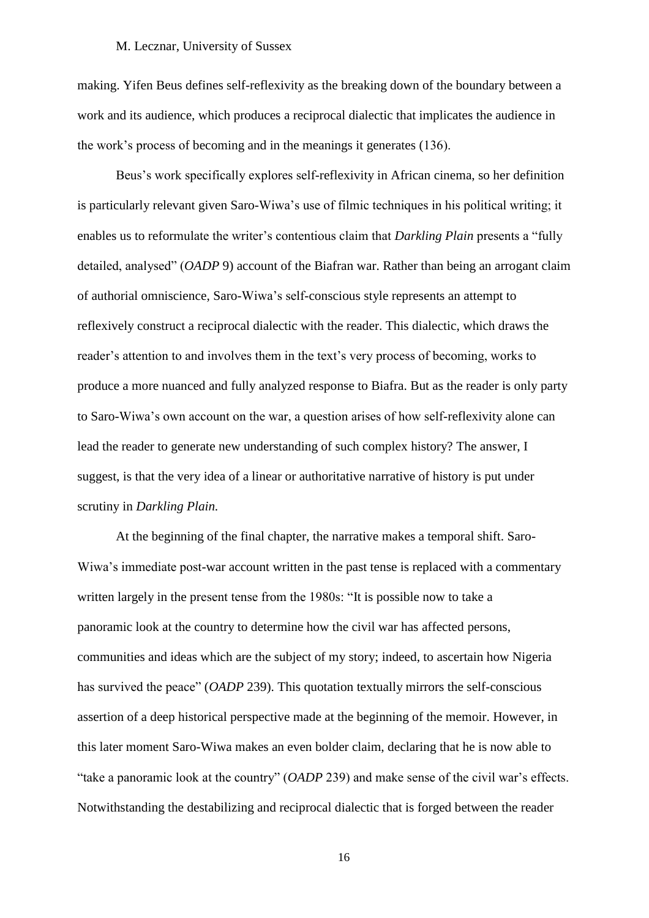making. Yifen Beus defines self-reflexivity as the breaking down of the boundary between a work and its audience, which produces a reciprocal dialectic that implicates the audience in the work's process of becoming and in the meanings it generates (136).

Beus's work specifically explores self-reflexivity in African cinema, so her definition is particularly relevant given Saro-Wiwa's use of filmic techniques in his political writing; it enables us to reformulate the writer's contentious claim that *Darkling Plain* presents a "fully detailed, analysed" (*OADP* 9) account of the Biafran war. Rather than being an arrogant claim of authorial omniscience, Saro-Wiwa's self-conscious style represents an attempt to reflexively construct a reciprocal dialectic with the reader. This dialectic, which draws the reader's attention to and involves them in the text's very process of becoming, works to produce a more nuanced and fully analyzed response to Biafra. But as the reader is only party to Saro-Wiwa's own account on the war, a question arises of how self-reflexivity alone can lead the reader to generate new understanding of such complex history? The answer, I suggest, is that the very idea of a linear or authoritative narrative of history is put under scrutiny in *Darkling Plain.*

At the beginning of the final chapter, the narrative makes a temporal shift. Saro-Wiwa's immediate post-war account written in the past tense is replaced with a commentary written largely in the present tense from the 1980s: "It is possible now to take a panoramic look at the country to determine how the civil war has affected persons, communities and ideas which are the subject of my story; indeed, to ascertain how Nigeria has survived the peace" (*OADP* 239). This quotation textually mirrors the self-conscious assertion of a deep historical perspective made at the beginning of the memoir. However, in this later moment Saro-Wiwa makes an even bolder claim, declaring that he is now able to "take a panoramic look at the country" (*OADP* 239) and make sense of the civil war's effects. Notwithstanding the destabilizing and reciprocal dialectic that is forged between the reader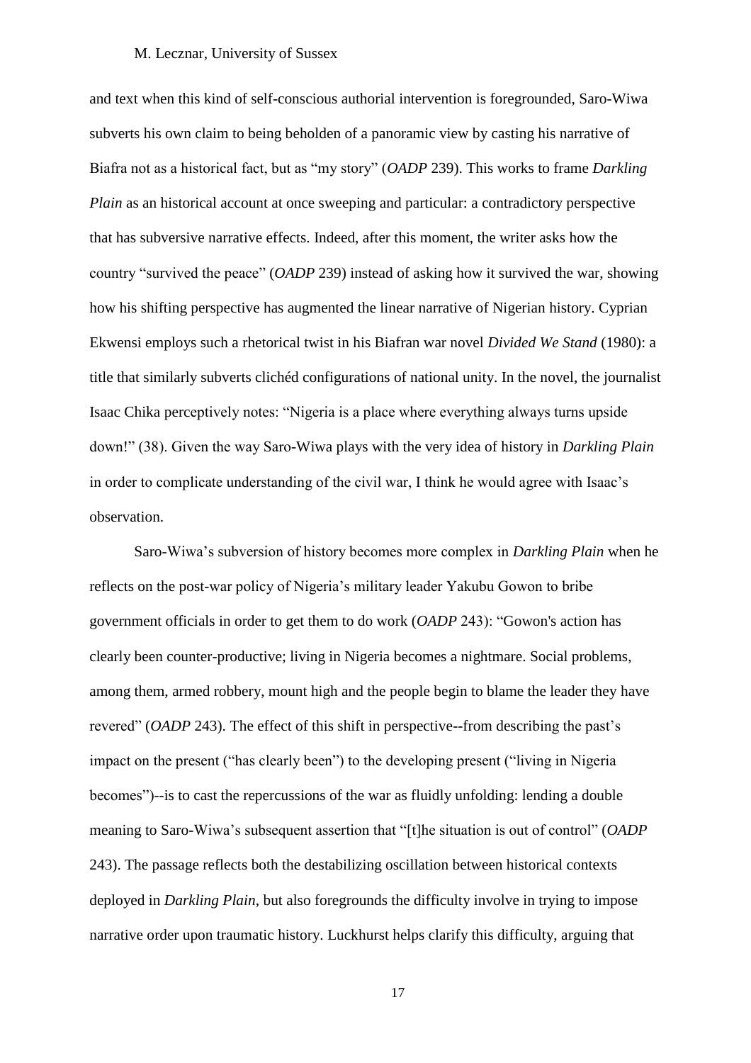and text when this kind of self-conscious authorial intervention is foregrounded, Saro-Wiwa subverts his own claim to being beholden of a panoramic view by casting his narrative of Biafra not as a historical fact, but as "my story" (*OADP* 239). This works to frame *Darkling Plain* as an historical account at once sweeping and particular: a contradictory perspective that has subversive narrative effects. Indeed, after this moment, the writer asks how the country "survived the peace" (*OADP* 239) instead of asking how it survived the war, showing how his shifting perspective has augmented the linear narrative of Nigerian history. Cyprian Ekwensi employs such a rhetorical twist in his Biafran war novel *Divided We Stand* (1980): a title that similarly subverts clichéd configurations of national unity. In the novel, the journalist Isaac Chika perceptively notes: "Nigeria is a place where everything always turns upside down!" (38). Given the way Saro-Wiwa plays with the very idea of history in *Darkling Plain* in order to complicate understanding of the civil war, I think he would agree with Isaac's observation.

Saro-Wiwa's subversion of history becomes more complex in *Darkling Plain* when he reflects on the post-war policy of Nigeria's military leader Yakubu Gowon to bribe government officials in order to get them to do work (*OADP* 243): "Gowon's action has clearly been counter-productive; living in Nigeria becomes a nightmare. Social problems, among them, armed robbery, mount high and the people begin to blame the leader they have revered" (*OADP* 243). The effect of this shift in perspective--from describing the past's impact on the present ("has clearly been") to the developing present ("living in Nigeria becomes")--is to cast the repercussions of the war as fluidly unfolding: lending a double meaning to Saro-Wiwa's subsequent assertion that "[t]he situation is out of control" (*OADP* 243). The passage reflects both the destabilizing oscillation between historical contexts deployed in *Darkling Plain*, but also foregrounds the difficulty involve in trying to impose narrative order upon traumatic history. Luckhurst helps clarify this difficulty, arguing that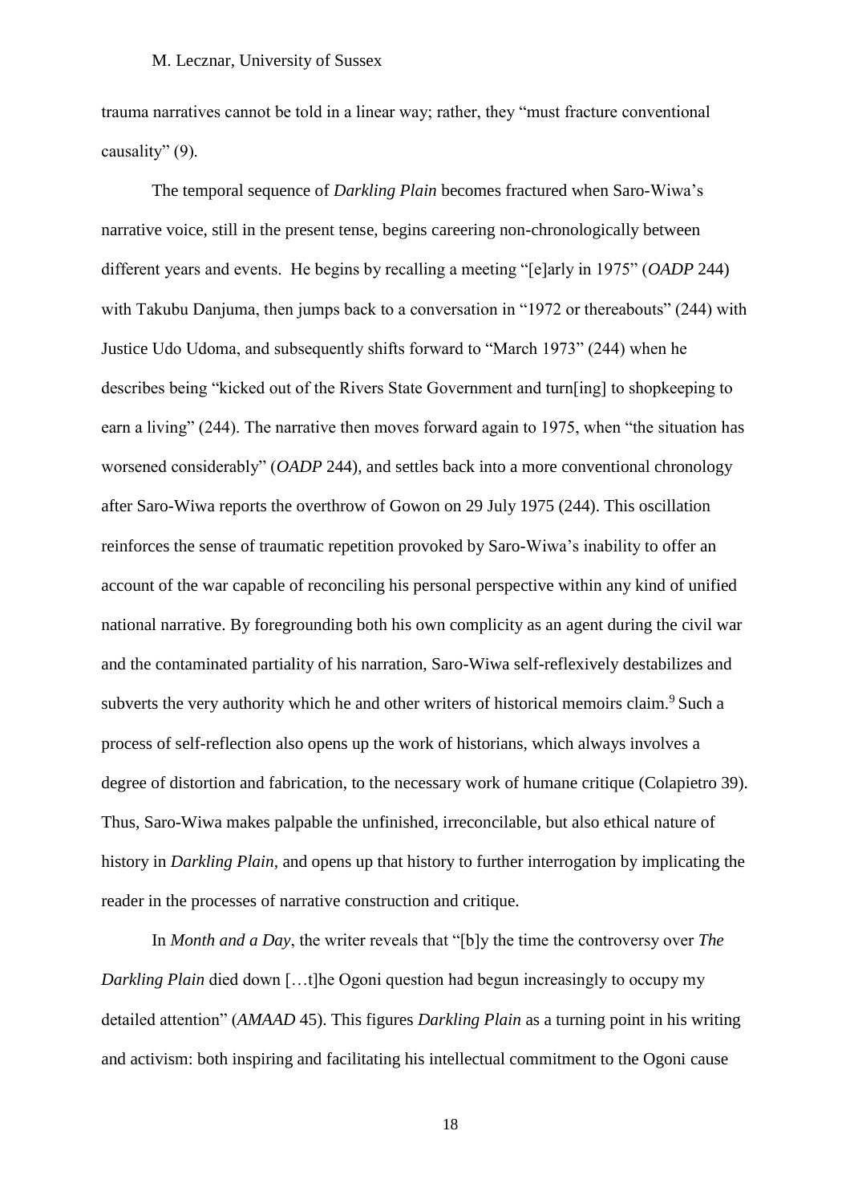trauma narratives cannot be told in a linear way; rather, they "must fracture conventional causality" (9).

The temporal sequence of *Darkling Plain* becomes fractured when Saro-Wiwa's narrative voice, still in the present tense, begins careering non-chronologically between different years and events. He begins by recalling a meeting "[e]arly in 1975" (*OADP* 244) with Takubu Danjuma, then jumps back to a conversation in "1972 or thereabouts" (244) with Justice Udo Udoma, and subsequently shifts forward to "March 1973" (244) when he describes being "kicked out of the Rivers State Government and turn[ing] to shopkeeping to earn a living" (244). The narrative then moves forward again to 1975, when "the situation has worsened considerably" (*OADP* 244), and settles back into a more conventional chronology after Saro-Wiwa reports the overthrow of Gowon on 29 July 1975 (244). This oscillation reinforces the sense of traumatic repetition provoked by Saro-Wiwa's inability to offer an account of the war capable of reconciling his personal perspective within any kind of unified national narrative. By foregrounding both his own complicity as an agent during the civil war and the contaminated partiality of his narration, Saro-Wiwa self-reflexively destabilizes and subverts the very authority which he and other writers of historical memoirs claim.[9] Such a process of self-reflection also opens up the work of historians, which always involves a degree of distortion and fabrication, to the necessary work of humane critique (Colapietro 39). Thus, Saro-Wiwa makes palpable the unfinished, irreconcilable, but also ethical nature of history in *Darkling Plain*, and opens up that history to further interrogation by implicating the reader in the processes of narrative construction and critique.

In *Month and a Day*, the writer reveals that "[b]y the time the controversy over *The Darkling Plain* died down […t]he Ogoni question had begun increasingly to occupy my detailed attention" (*AMAAD* 45). This figures *Darkling Plain* as a turning point in his writing and activism: both inspiring and facilitating his intellectual commitment to the Ogoni cause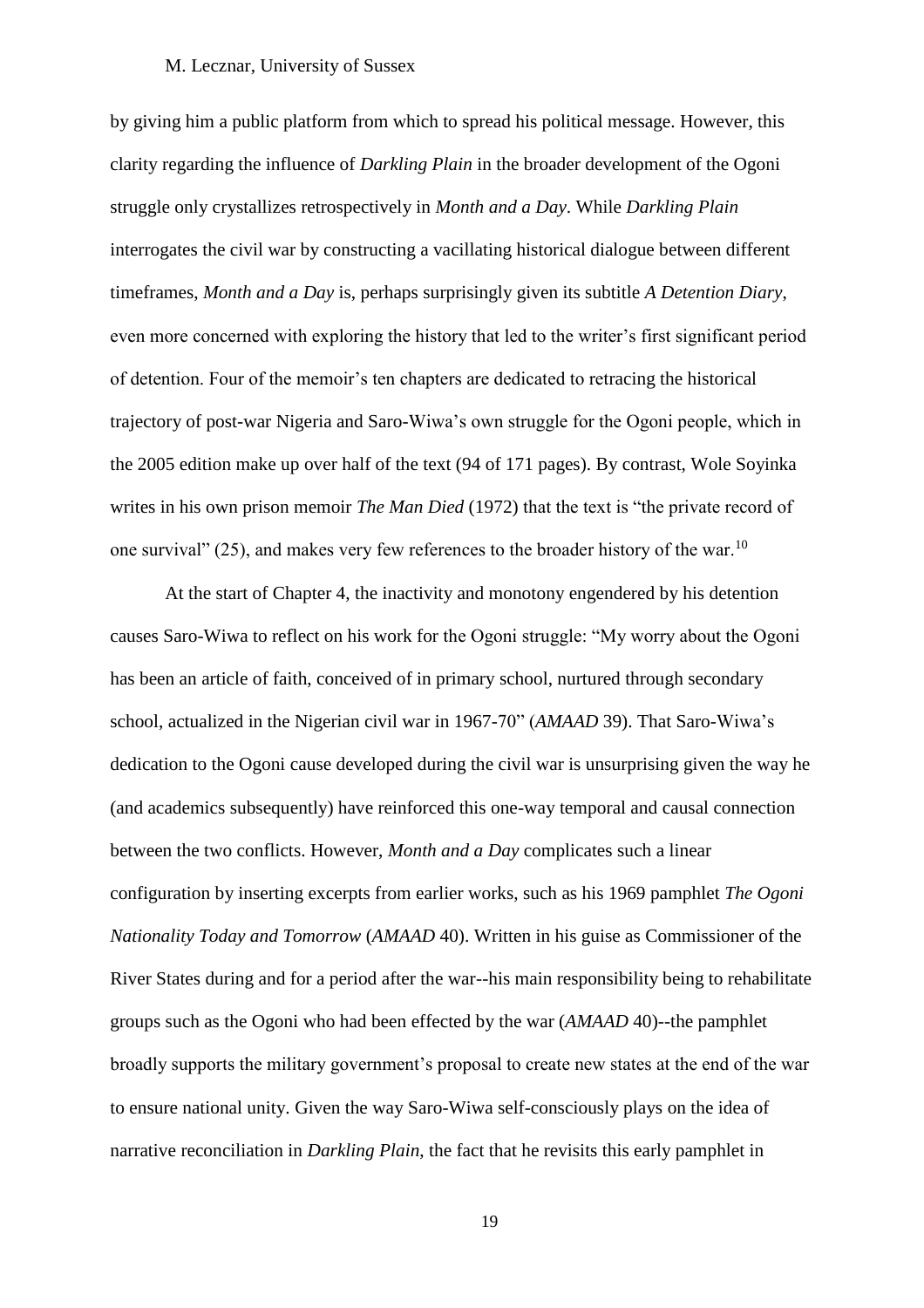by giving him a public platform from which to spread his political message. However, this clarity regarding the influence of *Darkling Plain* in the broader development of the Ogoni struggle only crystallizes retrospectively in *Month and a Day*. While *Darkling Plain* interrogates the civil war by constructing a vacillating historical dialogue between different timeframes, *Month and a Day* is, perhaps surprisingly given its subtitle *A Detention Diary*, even more concerned with exploring the history that led to the writer's first significant period of detention. Four of the memoir's ten chapters are dedicated to retracing the historical trajectory of post-war Nigeria and Saro-Wiwa's own struggle for the Ogoni people, which in the 2005 edition make up over half of the text (94 of 171 pages). By contrast, Wole Soyinka writes in his own prison memoir *The Man Died* (1972) that the text is "the private record of one survival" (25), and makes very few references to the broader history of the war.[10]

At the start of Chapter 4, the inactivity and monotony engendered by his detention causes Saro-Wiwa to reflect on his work for the Ogoni struggle: "My worry about the Ogoni has been an article of faith, conceived of in primary school, nurtured through secondary school, actualized in the Nigerian civil war in 1967-70" (*AMAAD* 39). That Saro-Wiwa's dedication to the Ogoni cause developed during the civil war is unsurprising given the way he (and academics subsequently) have reinforced this one-way temporal and causal connection between the two conflicts. However, *Month and a Day* complicates such a linear configuration by inserting excerpts from earlier works, such as his 1969 pamphlet *The Ogoni Nationality Today and Tomorrow* (*AMAAD* 40). Written in his guise as Commissioner of the River States during and for a period after the war--his main responsibility being to rehabilitate groups such as the Ogoni who had been effected by the war (*AMAAD* 40)--the pamphlet broadly supports the military government's proposal to create new states at the end of the war to ensure national unity. Given the way Saro-Wiwa self-consciously plays on the idea of narrative reconciliation in *Darkling Plain*, the fact that he revisits this early pamphlet in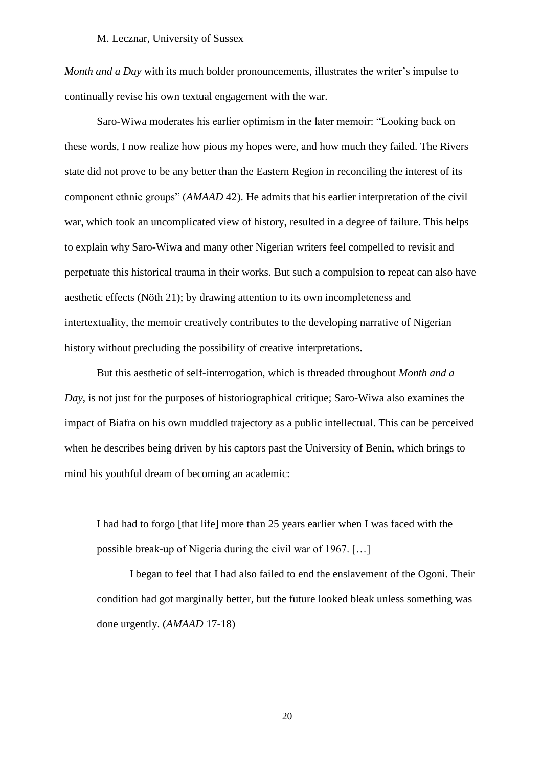*Month and a Day* with its much bolder pronouncements, illustrates the writer's impulse to continually revise his own textual engagement with the war.

Saro-Wiwa moderates his earlier optimism in the later memoir: "Looking back on these words, I now realize how pious my hopes were, and how much they failed. The Rivers state did not prove to be any better than the Eastern Region in reconciling the interest of its component ethnic groups" (*AMAAD* 42). He admits that his earlier interpretation of the civil war, which took an uncomplicated view of history, resulted in a degree of failure. This helps to explain why Saro-Wiwa and many other Nigerian writers feel compelled to revisit and perpetuate this historical trauma in their works. But such a compulsion to repeat can also have aesthetic effects (Nöth 21); by drawing attention to its own incompleteness and intertextuality, the memoir creatively contributes to the developing narrative of Nigerian history without precluding the possibility of creative interpretations.

But this aesthetic of self-interrogation, which is threaded throughout *Month and a Day*, is not just for the purposes of historiographical critique; Saro-Wiwa also examines the impact of Biafra on his own muddled trajectory as a public intellectual. This can be perceived when he describes being driven by his captors past the University of Benin, which brings to mind his youthful dream of becoming an academic:

> I had had to forgo [that life] more than 25 years earlier when I was faced with the possible break-up of Nigeria during the civil war of 1967. […]
>
> I began to feel that I had also failed to end the enslavement of the Ogoni. Their condition had got marginally better, but the future looked bleak unless something was done urgently. (*AMAAD* 17-18)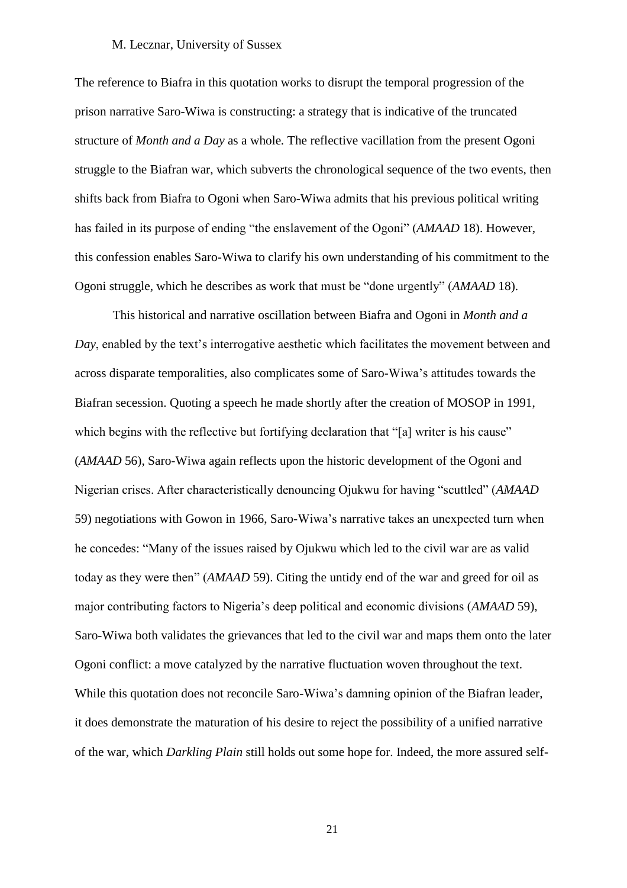The reference to Biafra in this quotation works to disrupt the temporal progression of the prison narrative Saro-Wiwa is constructing: a strategy that is indicative of the truncated structure of *Month and a Day* as a whole. The reflective vacillation from the present Ogoni struggle to the Biafran war, which subverts the chronological sequence of the two events, then shifts back from Biafra to Ogoni when Saro-Wiwa admits that his previous political writing has failed in its purpose of ending "the enslavement of the Ogoni" (*AMAAD* 18). However, this confession enables Saro-Wiwa to clarify his own understanding of his commitment to the Ogoni struggle, which he describes as work that must be "done urgently" (*AMAAD* 18).

This historical and narrative oscillation between Biafra and Ogoni in *Month and a Day*, enabled by the text's interrogative aesthetic which facilitates the movement between and across disparate temporalities, also complicates some of Saro-Wiwa's attitudes towards the Biafran secession. Quoting a speech he made shortly after the creation of MOSOP in 1991, which begins with the reflective but fortifying declaration that "[a] writer is his cause" (*AMAAD* 56), Saro-Wiwa again reflects upon the historic development of the Ogoni and Nigerian crises. After characteristically denouncing Ojukwu for having "scuttled" (*AMAAD* 59) negotiations with Gowon in 1966, Saro-Wiwa's narrative takes an unexpected turn when he concedes: "Many of the issues raised by Ojukwu which led to the civil war are as valid today as they were then" (*AMAAD* 59). Citing the untidy end of the war and greed for oil as major contributing factors to Nigeria's deep political and economic divisions (*AMAAD* 59), Saro-Wiwa both validates the grievances that led to the civil war and maps them onto the later Ogoni conflict: a move catalyzed by the narrative fluctuation woven throughout the text. While this quotation does not reconcile Saro-Wiwa's damning opinion of the Biafran leader, it does demonstrate the maturation of his desire to reject the possibility of a unified narrative of the war, which *Darkling Plain* still holds out some hope for. Indeed, the more assured self-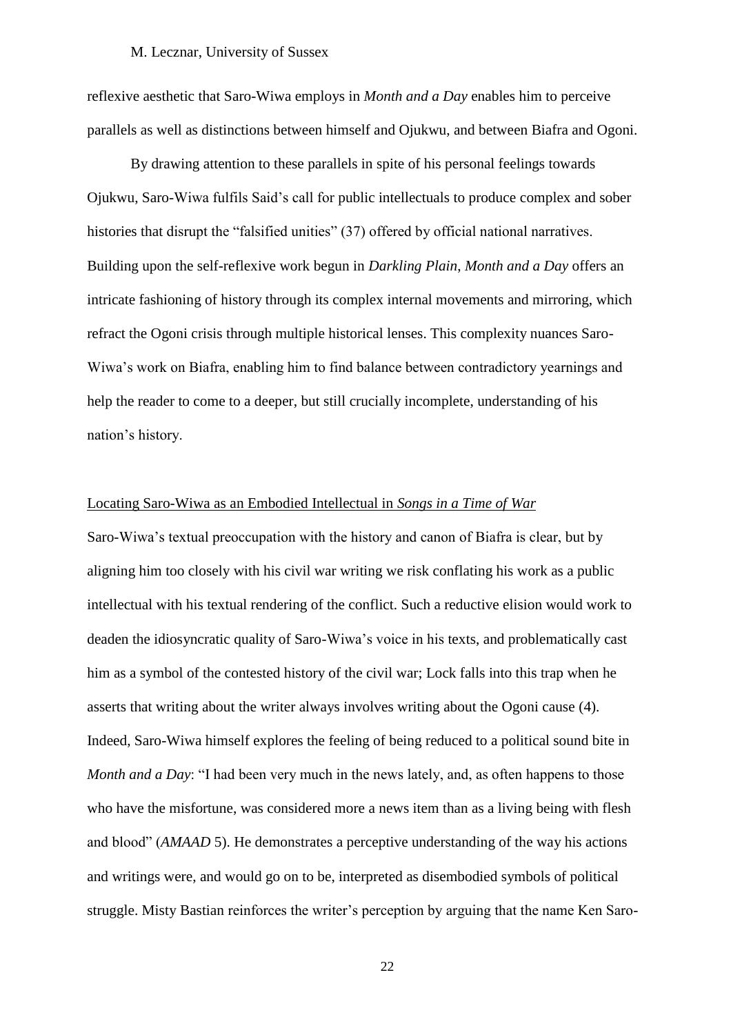reflexive aesthetic that Saro-Wiwa employs in *Month and a Day* enables him to perceive parallels as well as distinctions between himself and Ojukwu, and between Biafra and Ogoni.

By drawing attention to these parallels in spite of his personal feelings towards Ojukwu, Saro-Wiwa fulfils Said's call for public intellectuals to produce complex and sober histories that disrupt the "falsified unities" (37) offered by official national narratives. Building upon the self-reflexive work begun in *Darkling Plain*, *Month and a Day* offers an intricate fashioning of history through its complex internal movements and mirroring, which refract the Ogoni crisis through multiple historical lenses. This complexity nuances Saro-Wiwa's work on Biafra, enabling him to find balance between contradictory yearnings and help the reader to come to a deeper, but still crucially incomplete, understanding of his nation's history.

## <u>Locating Saro-Wiwa as an Embodied Intellectual in *Songs in a Time of War*</u>

Saro-Wiwa's textual preoccupation with the history and canon of Biafra is clear, but by aligning him too closely with his civil war writing we risk conflating his work as a public intellectual with his textual rendering of the conflict. Such a reductive elision would work to deaden the idiosyncratic quality of Saro-Wiwa's voice in his texts, and problematically cast him as a symbol of the contested history of the civil war; Lock falls into this trap when he asserts that writing about the writer always involves writing about the Ogoni cause (4). Indeed, Saro-Wiwa himself explores the feeling of being reduced to a political sound bite in *Month and a Day*: "I had been very much in the news lately, and, as often happens to those who have the misfortune, was considered more a news item than as a living being with flesh and blood" (*AMAAD* 5). He demonstrates a perceptive understanding of the way his actions and writings were, and would go on to be, interpreted as disembodied symbols of political struggle. Misty Bastian reinforces the writer's perception by arguing that the name Ken Saro-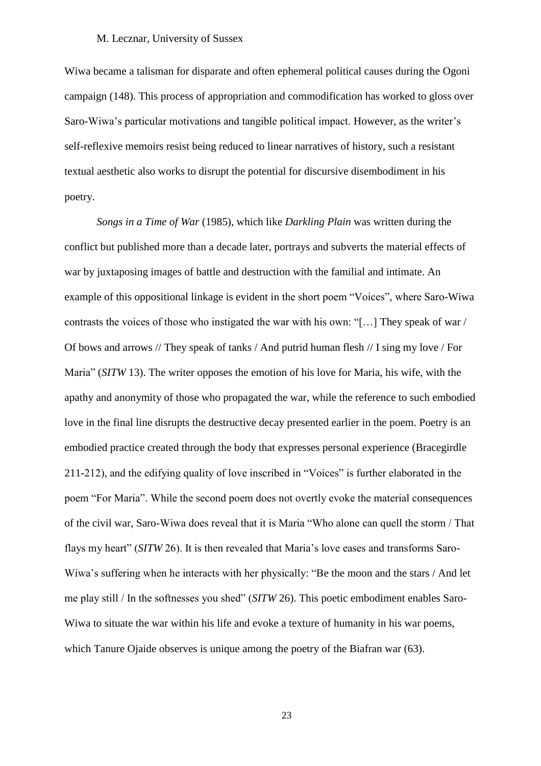Wiwa became a talisman for disparate and often ephemeral political causes during the Ogoni campaign (148). This process of appropriation and commodification has worked to gloss over Saro-Wiwa's particular motivations and tangible political impact. However, as the writer's self-reflexive memoirs resist being reduced to linear narratives of history, such a resistant textual aesthetic also works to disrupt the potential for discursive disembodiment in his poetry.

*Songs in a Time of War* (1985), which like *Darkling Plain* was written during the conflict but published more than a decade later, portrays and subverts the material effects of war by juxtaposing images of battle and destruction with the familial and intimate. An example of this oppositional linkage is evident in the short poem "Voices", where Saro-Wiwa contrasts the voices of those who instigated the war with his own: "[…] They speak of war / Of bows and arrows // They speak of tanks / And putrid human flesh // I sing my love / For Maria" (*SITW* 13). The writer opposes the emotion of his love for Maria, his wife, with the apathy and anonymity of those who propagated the war, while the reference to such embodied love in the final line disrupts the destructive decay presented earlier in the poem. Poetry is an embodied practice created through the body that expresses personal experience (Bracegirdle 211-212), and the edifying quality of love inscribed in "Voices" is further elaborated in the poem "For Maria". While the second poem does not overtly evoke the material consequences of the civil war, Saro-Wiwa does reveal that it is Maria "Who alone can quell the storm / That flays my heart" (*SITW* 26). It is then revealed that Maria's love eases and transforms Saro-Wiwa's suffering when he interacts with her physically: "Be the moon and the stars / And let me play still / In the softnesses you shed" (*SITW* 26). This poetic embodiment enables Saro-Wiwa to situate the war within his life and evoke a texture of humanity in his war poems, which Tanure Ojaide observes is unique among the poetry of the Biafran war (63).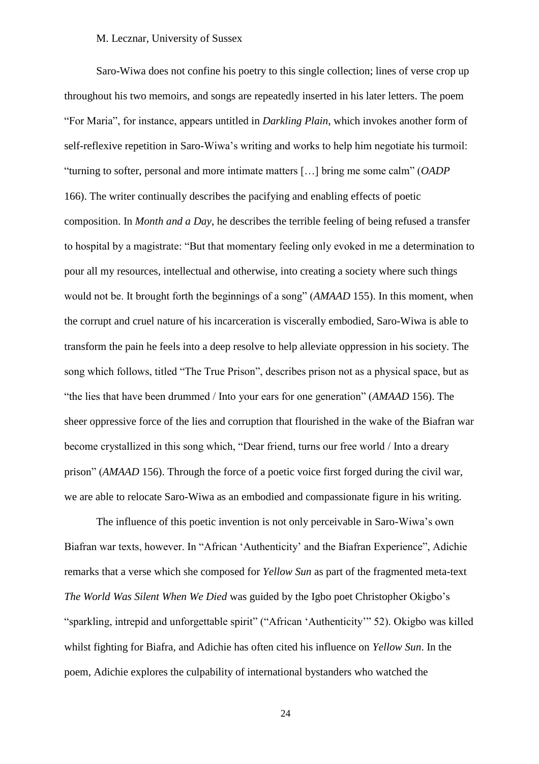Saro-Wiwa does not confine his poetry to this single collection; lines of verse crop up throughout his two memoirs, and songs are repeatedly inserted in his later letters. The poem "For Maria", for instance, appears untitled in *Darkling Plain*, which invokes another form of self-reflexive repetition in Saro-Wiwa's writing and works to help him negotiate his turmoil: "turning to softer, personal and more intimate matters […] bring me some calm" (*OADP* 166). The writer continually describes the pacifying and enabling effects of poetic composition. In *Month and a Day*, he describes the terrible feeling of being refused a transfer to hospital by a magistrate: "But that momentary feeling only evoked in me a determination to pour all my resources, intellectual and otherwise, into creating a society where such things would not be. It brought forth the beginnings of a song" (*AMAAD* 155). In this moment, when the corrupt and cruel nature of his incarceration is viscerally embodied, Saro-Wiwa is able to transform the pain he feels into a deep resolve to help alleviate oppression in his society. The song which follows, titled "The True Prison", describes prison not as a physical space, but as "the lies that have been drummed / Into your ears for one generation" (*AMAAD* 156). The sheer oppressive force of the lies and corruption that flourished in the wake of the Biafran war become crystallized in this song which, "Dear friend, turns our free world / Into a dreary prison" (*AMAAD* 156). Through the force of a poetic voice first forged during the civil war, we are able to relocate Saro-Wiwa as an embodied and compassionate figure in his writing.

The influence of this poetic invention is not only perceivable in Saro-Wiwa's own Biafran war texts, however. In "African 'Authenticity' and the Biafran Experience", Adichie remarks that a verse which she composed for *Yellow Sun* as part of the fragmented meta-text *The World Was Silent When We Died* was guided by the Igbo poet Christopher Okigbo's "sparkling, intrepid and unforgettable spirit" ("African 'Authenticity'" 52). Okigbo was killed whilst fighting for Biafra, and Adichie has often cited his influence on *Yellow Sun*. In the poem, Adichie explores the culpability of international bystanders who watched the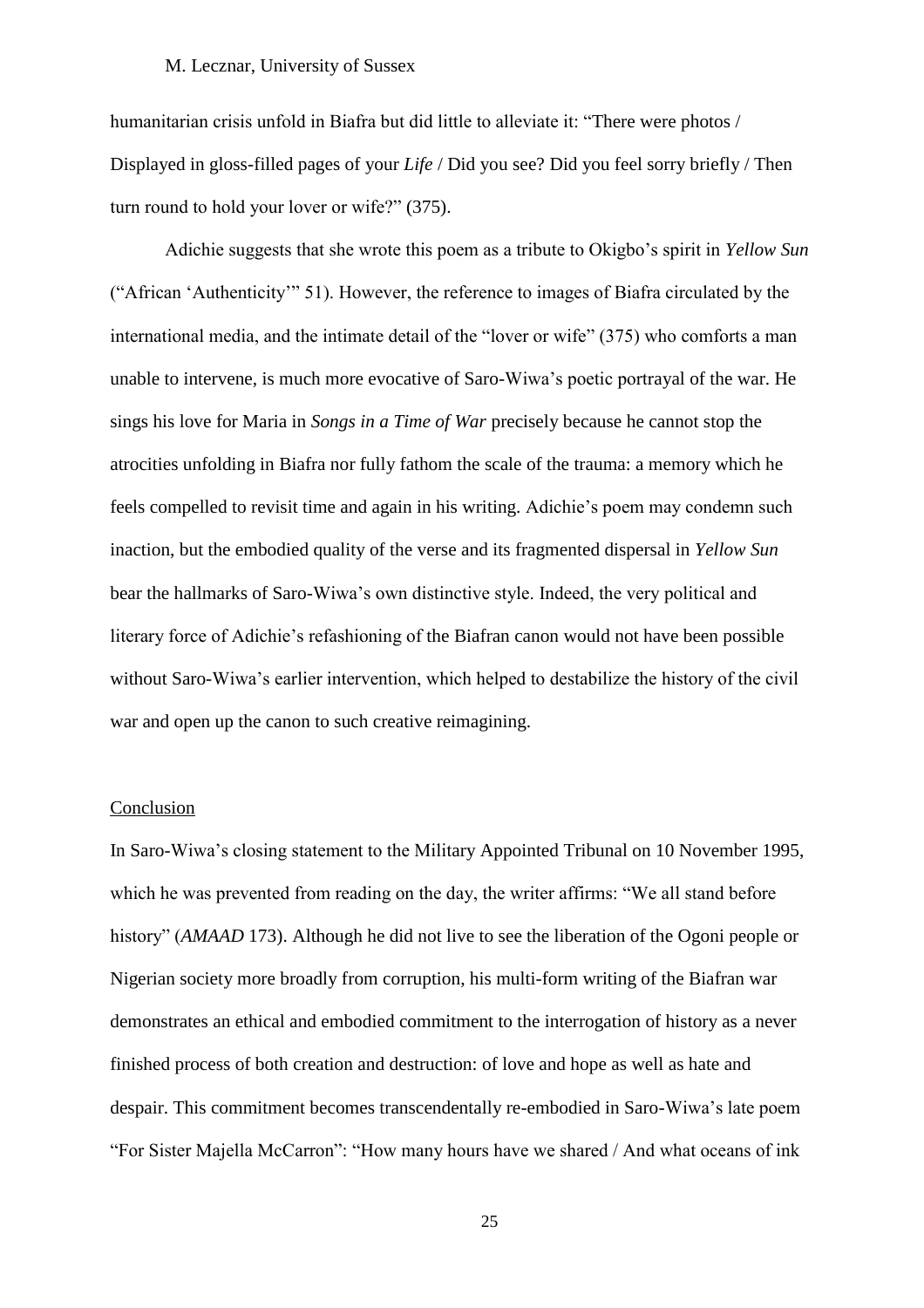humanitarian crisis unfold in Biafra but did little to alleviate it: "There were photos / Displayed in gloss-filled pages of your *Life* / Did you see? Did you feel sorry briefly / Then turn round to hold your lover or wife?" (375).

Adichie suggests that she wrote this poem as a tribute to Okigbo's spirit in *Yellow Sun* ("African 'Authenticity'" 51). However, the reference to images of Biafra circulated by the international media, and the intimate detail of the "lover or wife" (375) who comforts a man unable to intervene, is much more evocative of Saro-Wiwa's poetic portrayal of the war. He sings his love for Maria in *Songs in a Time of War* precisely because he cannot stop the atrocities unfolding in Biafra nor fully fathom the scale of the trauma: a memory which he feels compelled to revisit time and again in his writing. Adichie's poem may condemn such inaction, but the embodied quality of the verse and its fragmented dispersal in *Yellow Sun* bear the hallmarks of Saro-Wiwa's own distinctive style. Indeed, the very political and literary force of Adichie's refashioning of the Biafran canon would not have been possible without Saro-Wiwa's earlier intervention, which helped to destabilize the history of the civil war and open up the canon to such creative reimagining.

## Conclusion

In Saro-Wiwa's closing statement to the Military Appointed Tribunal on 10 November 1995, which he was prevented from reading on the day, the writer affirms: "We all stand before history" (*AMAAD* 173). Although he did not live to see the liberation of the Ogoni people or Nigerian society more broadly from corruption, his multi-form writing of the Biafran war demonstrates an ethical and embodied commitment to the interrogation of history as a never finished process of both creation and destruction: of love and hope as well as hate and despair. This commitment becomes transcendentally re-embodied in Saro-Wiwa's late poem "For Sister Majella McCarron": "How many hours have we shared / And what oceans of ink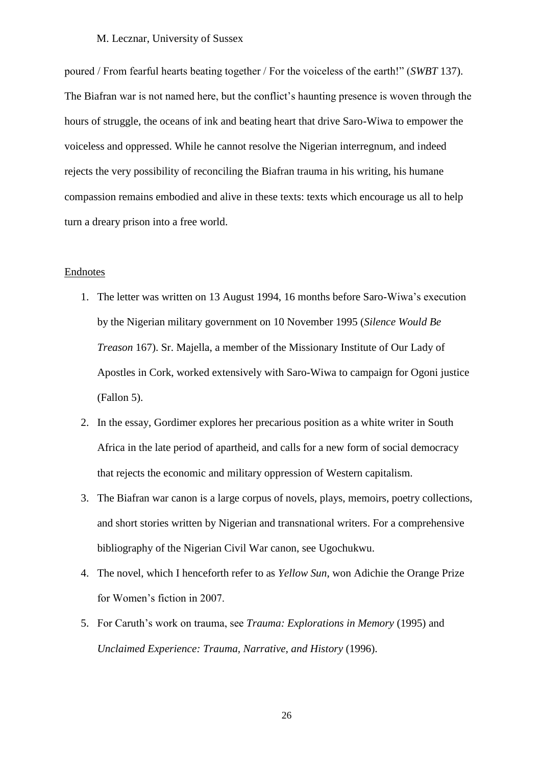poured / From fearful hearts beating together / For the voiceless of the earth!" (*SWBT* 137). The Biafran war is not named here, but the conflict's haunting presence is woven through the hours of struggle, the oceans of ink and beating heart that drive Saro-Wiwa to empower the voiceless and oppressed. While he cannot resolve the Nigerian interregnum, and indeed rejects the very possibility of reconciling the Biafran trauma in his writing, his humane compassion remains embodied and alive in these texts: texts which encourage us all to help turn a dreary prison into a free world.

<u>Endnotes</u>

1. The letter was written on 13 August 1994, 16 months before Saro-Wiwa's execution by the Nigerian military government on 10 November 1995 (*Silence Would Be Treason* 167). Sr. Majella, a member of the Missionary Institute of Our Lady of Apostles in Cork, worked extensively with Saro-Wiwa to campaign for Ogoni justice (Fallon 5).
2. In the essay, Gordimer explores her precarious position as a white writer in South Africa in the late period of apartheid, and calls for a new form of social democracy that rejects the economic and military oppression of Western capitalism.
3. The Biafran war canon is a large corpus of novels, plays, memoirs, poetry collections, and short stories written by Nigerian and transnational writers. For a comprehensive bibliography of the Nigerian Civil War canon, see Ugochukwu.
4. The novel, which I henceforth refer to as *Yellow Sun*, won Adichie the Orange Prize for Women's fiction in 2007.
5. For Caruth's work on trauma, see *Trauma: Explorations in Memory* (1995) and *Unclaimed Experience: Trauma, Narrative, and History* (1996).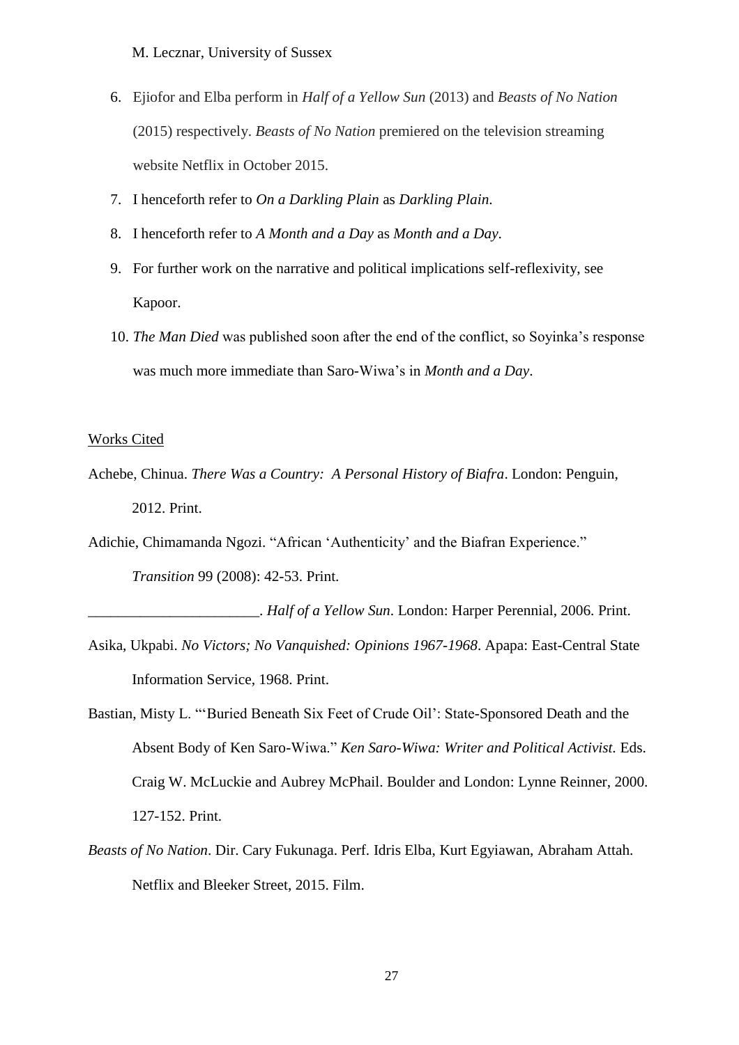6. Ejiofor and Elba perform in *Half of a Yellow Sun* (2013) and *Beasts of No Nation* (2015) respectively. *Beasts of No Nation* premiered on the television streaming website Netflix in October 2015.
7. I henceforth refer to *On a Darkling Plain* as *Darkling Plain*.
8. I henceforth refer to *A Month and a Day* as *Month and a Day*.
9. For further work on the narrative and political implications self-reflexivity, see Kapoor.
10. *The Man Died* was published soon after the end of the conflict, so Soyinka's response was much more immediate than Saro-Wiwa's in *Month and a Day*.

Works Cited

Achebe, Chinua. *There Was a Country: A Personal History of Biafra*. London: Penguin, 2012. Print.

Adichie, Chimamanda Ngozi. "African 'Authenticity' and the Biafran Experience." *Transition* 99 (2008): 42-53. Print.

_______________________. *Half of a Yellow Sun*. London: Harper Perennial, 2006. Print.

Asika, Ukpabi. *No Victors; No Vanquished: Opinions 1967-1968*. Apapa: East-Central State Information Service, 1968. Print.

Bastian, Misty L. "'Buried Beneath Six Feet of Crude Oil': State-Sponsored Death and the Absent Body of Ken Saro-Wiwa." *Ken Saro-Wiwa: Writer and Political Activist*. Eds. Craig W. McLuckie and Aubrey McPhail. Boulder and London: Lynne Reinner, 2000. 127-152. Print.

*Beasts of No Nation*. Dir. Cary Fukunaga. Perf. Idris Elba, Kurt Egyiawan, Abraham Attah. Netflix and Bleeker Street, 2015. Film.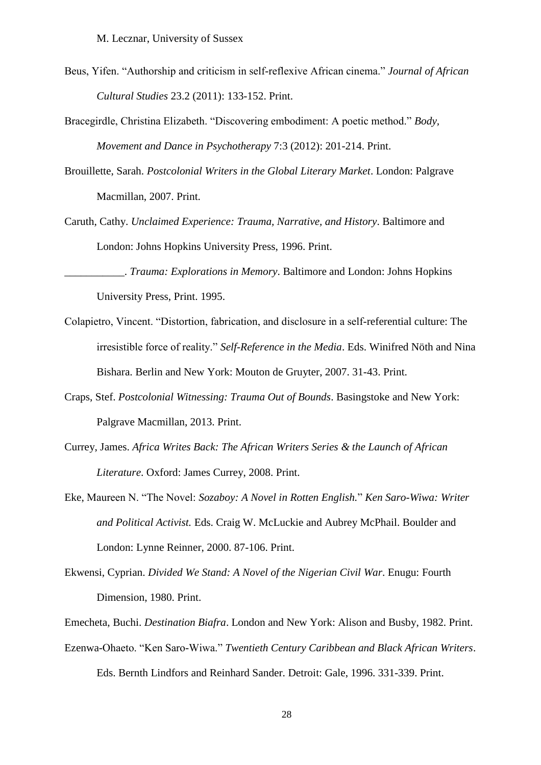Beus, Yifen. "Authorship and criticism in self-reflexive African cinema." *Journal of African Cultural Studies* 23.2 (2011): 133-152. Print.

Bracegirdle, Christina Elizabeth. "Discovering embodiment: A poetic method." *Body, Movement and Dance in Psychotherapy* 7:3 (2012): 201-214. Print.

Brouillette, Sarah. *Postcolonial Writers in the Global Literary Market*. London: Palgrave Macmillan, 2007. Print.

Caruth, Cathy. *Unclaimed Experience: Trauma, Narrative, and History*. Baltimore and London: Johns Hopkins University Press, 1996. Print.

___________. *Trauma: Explorations in Memory*. Baltimore and London: Johns Hopkins University Press, Print. 1995.

Colapietro, Vincent. "Distortion, fabrication, and disclosure in a self-referential culture: The irresistible force of reality." *Self-Reference in the Media*. Eds. Winifred Nöth and Nina Bishara. Berlin and New York: Mouton de Gruyter, 2007. 31-43. Print.

Craps, Stef. *Postcolonial Witnessing: Trauma Out of Bounds*. Basingstoke and New York: Palgrave Macmillan, 2013. Print.

Currey, James. *Africa Writes Back: The African Writers Series & the Launch of African Literature*. Oxford: James Currey, 2008. Print.

Eke, Maureen N. "The Novel: *Sozaboy: A Novel in Rotten English.*" *Ken Saro-Wiwa: Writer and Political Activist.* Eds. Craig W. McLuckie and Aubrey McPhail. Boulder and London: Lynne Reinner, 2000. 87-106. Print.

Ekwensi, Cyprian. *Divided We Stand: A Novel of the Nigerian Civil War*. Enugu: Fourth Dimension, 1980. Print.

Emecheta, Buchi. *Destination Biafra*. London and New York: Alison and Busby, 1982. Print.

Ezenwa-Ohaeto. "Ken Saro-Wiwa." *Twentieth Century Caribbean and Black African Writers*. Eds. Bernth Lindfors and Reinhard Sander. Detroit: Gale, 1996. 331-339. Print.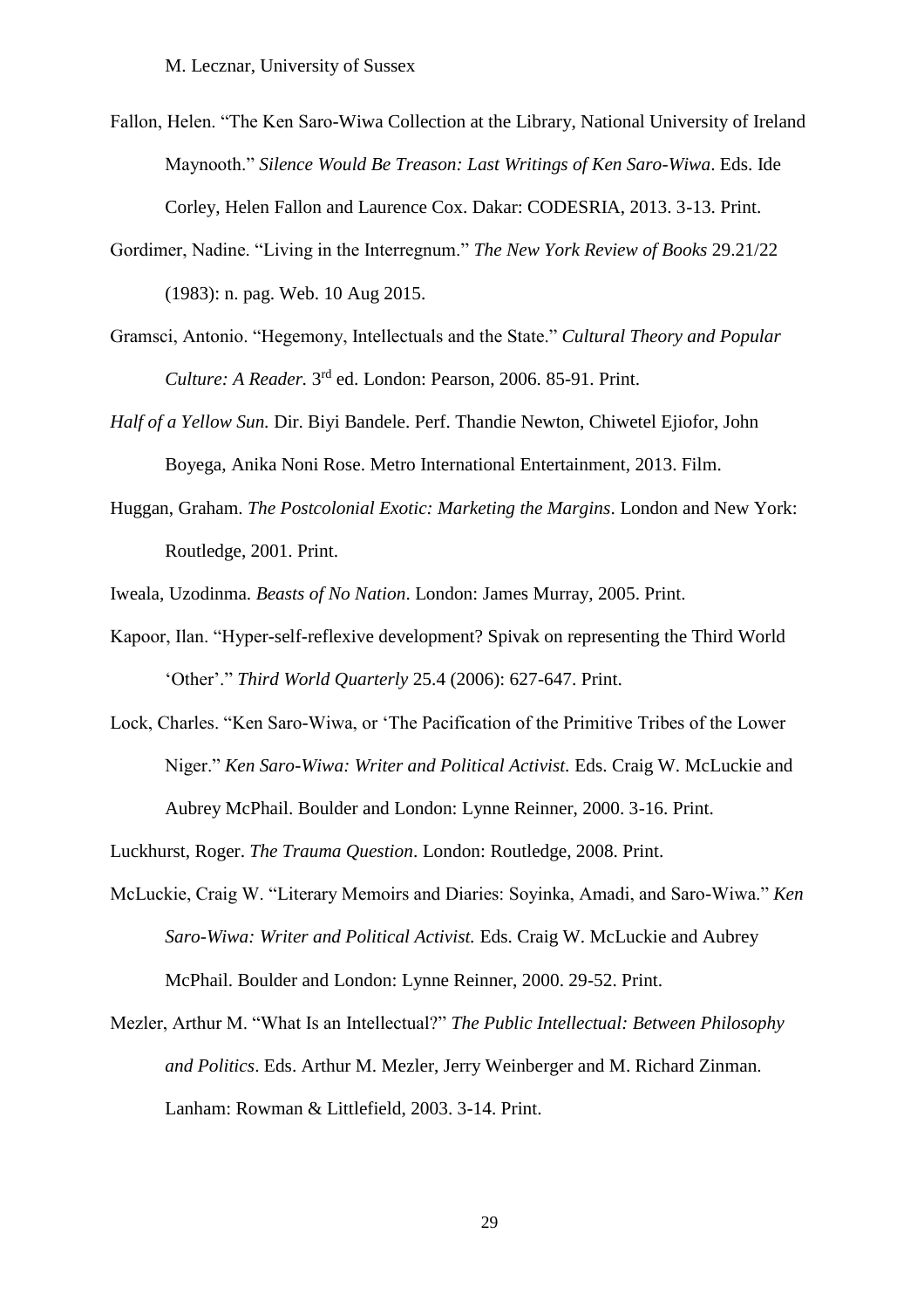Fallon, Helen. "The Ken Saro-Wiwa Collection at the Library, National University of Ireland Maynooth." *Silence Would Be Treason: Last Writings of Ken Saro-Wiwa*. Eds. Ide Corley, Helen Fallon and Laurence Cox. Dakar: CODESRIA, 2013. 3-13. Print.

Gordimer, Nadine. "Living in the Interregnum." *The New York Review of Books* 29.21/22 (1983): n. pag. Web. 10 Aug 2015.

Gramsci, Antonio. "Hegemony, Intellectuals and the State." *Cultural Theory and Popular Culture: A Reader.* 3rd ed. London: Pearson, 2006. 85-91. Print.

*Half of a Yellow Sun.* Dir. Biyi Bandele. Perf. Thandie Newton, Chiwetel Ejiofor, John Boyega, Anika Noni Rose. Metro International Entertainment, 2013. Film.

Huggan, Graham. *The Postcolonial Exotic: Marketing the Margins*. London and New York: Routledge, 2001. Print.

Iweala, Uzodinma. *Beasts of No Nation*. London: James Murray, 2005. Print.

Kapoor, Ilan. "Hyper-self-reflexive development? Spivak on representing the Third World 'Other'." *Third World Quarterly* 25.4 (2006): 627-647. Print.

Lock, Charles. "Ken Saro-Wiwa, or 'The Pacification of the Primitive Tribes of the Lower Niger." *Ken Saro-Wiwa: Writer and Political Activist.* Eds. Craig W. McLuckie and Aubrey McPhail. Boulder and London: Lynne Reinner, 2000. 3-16. Print.

Luckhurst, Roger. *The Trauma Question*. London: Routledge, 2008. Print.

McLuckie, Craig W. "Literary Memoirs and Diaries: Soyinka, Amadi, and Saro-Wiwa." *Ken Saro-Wiwa: Writer and Political Activist.* Eds. Craig W. McLuckie and Aubrey McPhail. Boulder and London: Lynne Reinner, 2000. 29-52. Print.

Mezler, Arthur M. "What Is an Intellectual?" *The Public Intellectual: Between Philosophy and Politics*. Eds. Arthur M. Mezler, Jerry Weinberger and M. Richard Zinman. Lanham: Rowman & Littlefield, 2003. 3-14. Print.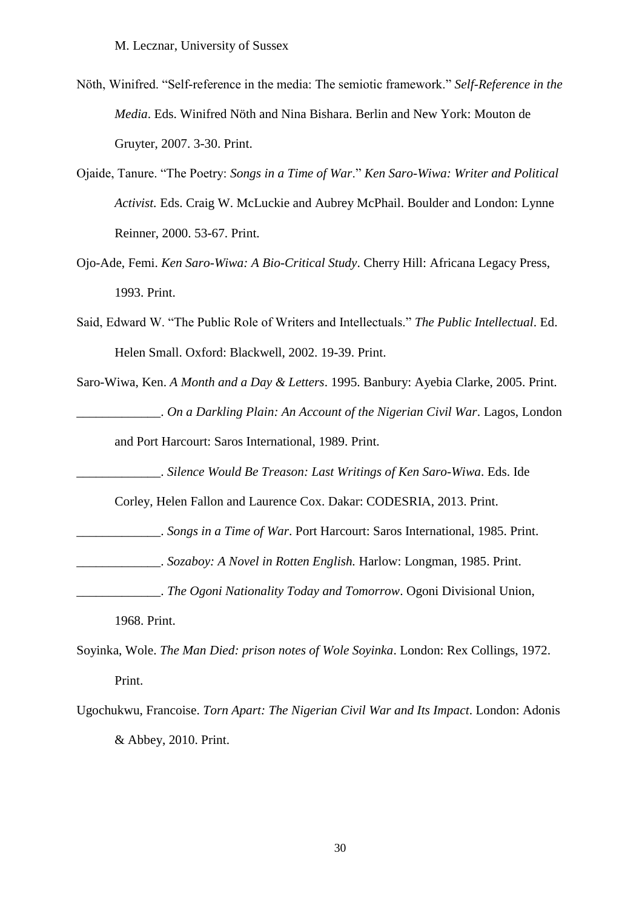Nöth, Winifred. "Self-reference in the media: The semiotic framework." *Self-Reference in the Media*. Eds. Winifred Nöth and Nina Bishara. Berlin and New York: Mouton de Gruyter, 2007. 3-30. Print.

Ojaide, Tanure. "The Poetry: *Songs in a Time of War*." *Ken Saro-Wiwa: Writer and Political Activist.* Eds. Craig W. McLuckie and Aubrey McPhail. Boulder and London: Lynne Reinner, 2000. 53-67. Print.

Ojo-Ade, Femi. *Ken Saro-Wiwa: A Bio-Critical Study*. Cherry Hill: Africana Legacy Press, 1993. Print.

Said, Edward W. "The Public Role of Writers and Intellectuals." *The Public Intellectual*. Ed. Helen Small. Oxford: Blackwell, 2002. 19-39. Print.

Saro-Wiwa, Ken. *A Month and a Day & Letters*. 1995. Banbury: Ayebia Clarke, 2005. Print.

_____________. *On a Darkling Plain: An Account of the Nigerian Civil War*. Lagos, London and Port Harcourt: Saros International, 1989. Print.

_____________. *Silence Would Be Treason: Last Writings of Ken Saro-Wiwa*. Eds. Ide Corley, Helen Fallon and Laurence Cox. Dakar: CODESRIA, 2013. Print.

_____________. *Songs in a Time of War*. Port Harcourt: Saros International, 1985. Print.

_____________. *Sozaboy: A Novel in Rotten English.* Harlow: Longman, 1985. Print.

_____________. *The Ogoni Nationality Today and Tomorrow*. Ogoni Divisional Union, 1968. Print.

Soyinka, Wole. *The Man Died: prison notes of Wole Soyinka*. London: Rex Collings, 1972. Print.

Ugochukwu, Francoise. *Torn Apart: The Nigerian Civil War and Its Impact*. London: Adonis & Abbey, 2010. Print.